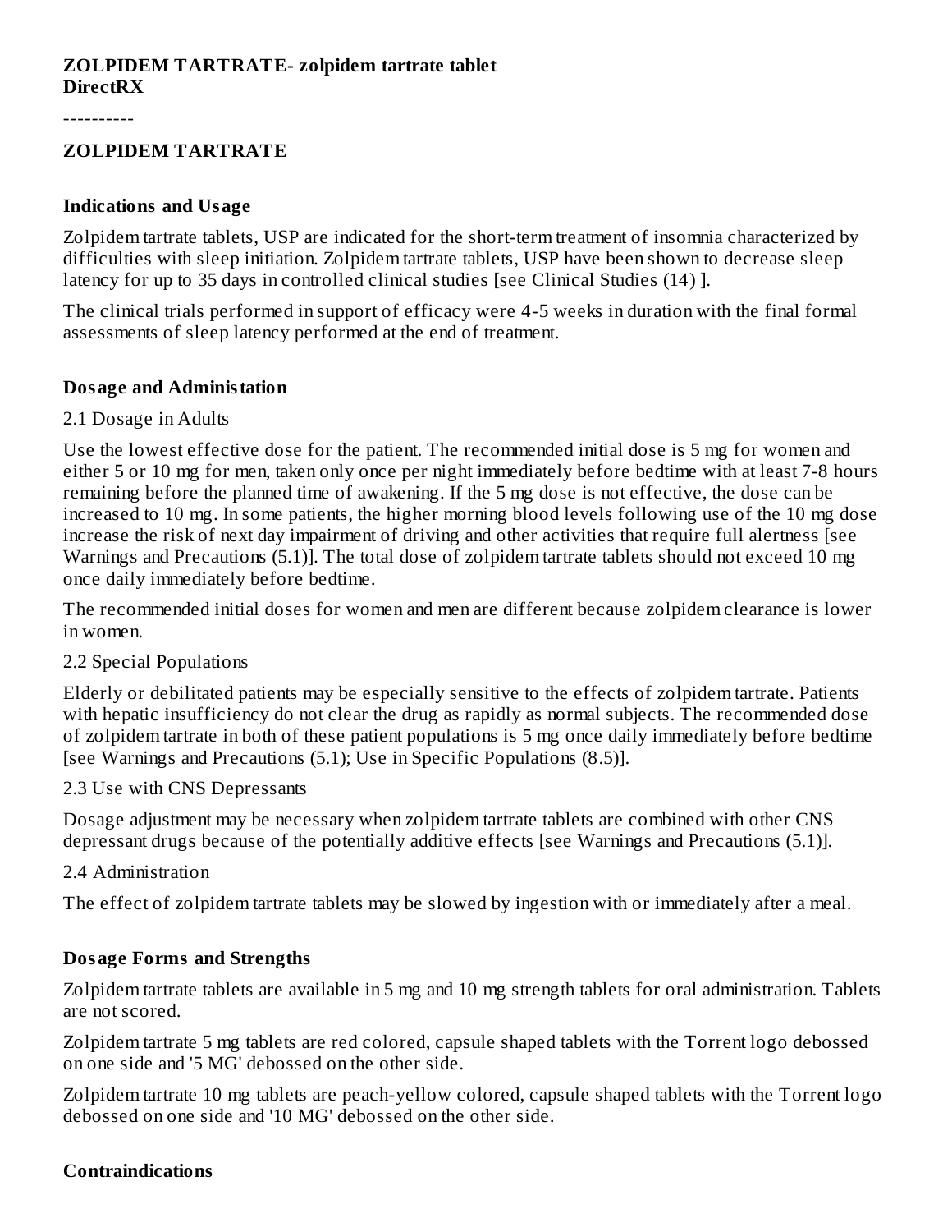**ZOLPIDEM TARTRATE- zolpidem tartrate tablet**
**DirectRX**

----------

## ZOLPIDEM TARTRATE

### Indications and Usage

Zolpidem tartrate tablets, USP are indicated for the short-term treatment of insomnia characterized by difficulties with sleep initiation. Zolpidem tartrate tablets, USP have been shown to decrease sleep latency for up to 35 days in controlled clinical studies [see Clinical Studies (14) ].

The clinical trials performed in support of efficacy were 4-5 weeks in duration with the final formal assessments of sleep latency performed at the end of treatment.

### Dosage and Administation

2.1 Dosage in Adults

Use the lowest effective dose for the patient. The recommended initial dose is 5 mg for women and either 5 or 10 mg for men, taken only once per night immediately before bedtime with at least 7-8 hours remaining before the planned time of awakening. If the 5 mg dose is not effective, the dose can be increased to 10 mg. In some patients, the higher morning blood levels following use of the 10 mg dose increase the risk of next day impairment of driving and other activities that require full alertness [see Warnings and Precautions (5.1)]. The total dose of zolpidem tartrate tablets should not exceed 10 mg once daily immediately before bedtime.

The recommended initial doses for women and men are different because zolpidem clearance is lower in women.

2.2 Special Populations

Elderly or debilitated patients may be especially sensitive to the effects of zolpidem tartrate. Patients with hepatic insufficiency do not clear the drug as rapidly as normal subjects. The recommended dose of zolpidem tartrate in both of these patient populations is 5 mg once daily immediately before bedtime [see Warnings and Precautions (5.1); Use in Specific Populations (8.5)].

2.3 Use with CNS Depressants

Dosage adjustment may be necessary when zolpidem tartrate tablets are combined with other CNS depressant drugs because of the potentially additive effects [see Warnings and Precautions (5.1)].

2.4 Administration

The effect of zolpidem tartrate tablets may be slowed by ingestion with or immediately after a meal.

### Dosage Forms and Strengths

Zolpidem tartrate tablets are available in 5 mg and 10 mg strength tablets for oral administration. Tablets are not scored.

Zolpidem tartrate 5 mg tablets are red colored, capsule shaped tablets with the Torrent logo debossed on one side and '5 MG' debossed on the other side.

Zolpidem tartrate 10 mg tablets are peach-yellow colored, capsule shaped tablets with the Torrent logo debossed on one side and '10 MG' debossed on the other side.

### Contraindications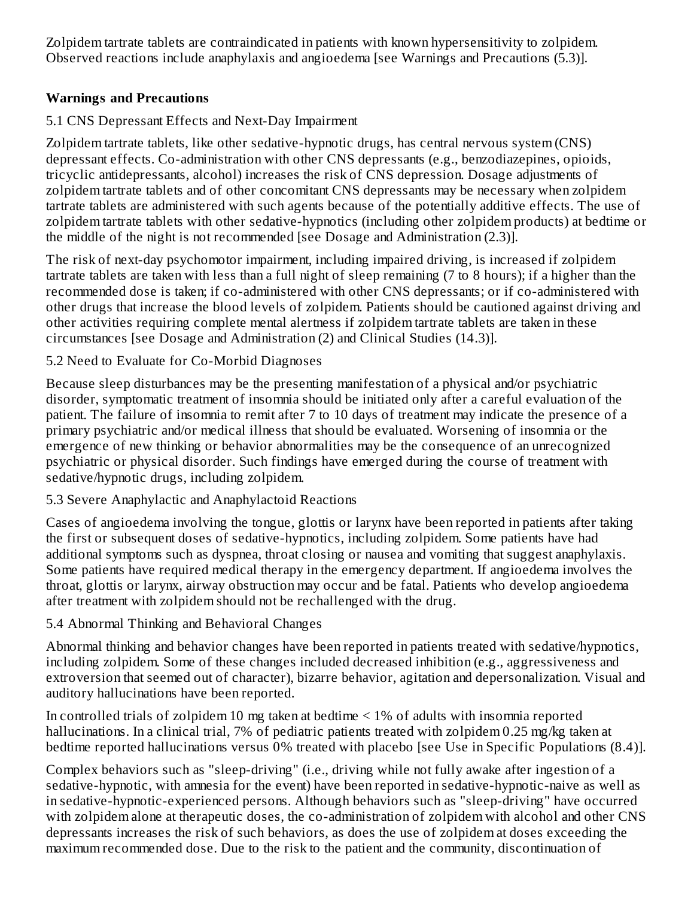Zolpidem tartrate tablets are contraindicated in patients with known hypersensitivity to zolpidem. Observed reactions include anaphylaxis and angioedema [see Warnings and Precautions (5.3)].

## Warnings and Precautions

### 5.1 CNS Depressant Effects and Next-Day Impairment

Zolpidem tartrate tablets, like other sedative-hypnotic drugs, has central nervous system (CNS) depressant effects. Co-administration with other CNS depressants (e.g., benzodiazepines, opioids, tricyclic antidepressants, alcohol) increases the risk of CNS depression. Dosage adjustments of zolpidem tartrate tablets and of other concomitant CNS depressants may be necessary when zolpidem tartrate tablets are administered with such agents because of the potentially additive effects. The use of zolpidem tartrate tablets with other sedative-hypnotics (including other zolpidem products) at bedtime or the middle of the night is not recommended [see Dosage and Administration (2.3)].

The risk of next-day psychomotor impairment, including impaired driving, is increased if zolpidem tartrate tablets are taken with less than a full night of sleep remaining (7 to 8 hours); if a higher than the recommended dose is taken; if co-administered with other CNS depressants; or if co-administered with other drugs that increase the blood levels of zolpidem. Patients should be cautioned against driving and other activities requiring complete mental alertness if zolpidem tartrate tablets are taken in these circumstances [see Dosage and Administration (2) and Clinical Studies (14.3)].

### 5.2 Need to Evaluate for Co-Morbid Diagnoses

Because sleep disturbances may be the presenting manifestation of a physical and/or psychiatric disorder, symptomatic treatment of insomnia should be initiated only after a careful evaluation of the patient. The failure of insomnia to remit after 7 to 10 days of treatment may indicate the presence of a primary psychiatric and/or medical illness that should be evaluated. Worsening of insomnia or the emergence of new thinking or behavior abnormalities may be the consequence of an unrecognized psychiatric or physical disorder. Such findings have emerged during the course of treatment with sedative/hypnotic drugs, including zolpidem.

### 5.3 Severe Anaphylactic and Anaphylactoid Reactions

Cases of angioedema involving the tongue, glottis or larynx have been reported in patients after taking the first or subsequent doses of sedative-hypnotics, including zolpidem. Some patients have had additional symptoms such as dyspnea, throat closing or nausea and vomiting that suggest anaphylaxis. Some patients have required medical therapy in the emergency department. If angioedema involves the throat, glottis or larynx, airway obstruction may occur and be fatal. Patients who develop angioedema after treatment with zolpidem should not be rechallenged with the drug.

### 5.4 Abnormal Thinking and Behavioral Changes

Abnormal thinking and behavior changes have been reported in patients treated with sedative/hypnotics, including zolpidem. Some of these changes included decreased inhibition (e.g., aggressiveness and extroversion that seemed out of character), bizarre behavior, agitation and depersonalization. Visual and auditory hallucinations have been reported.

In controlled trials of zolpidem 10 mg taken at bedtime < 1% of adults with insomnia reported hallucinations. In a clinical trial, 7% of pediatric patients treated with zolpidem 0.25 mg/kg taken at bedtime reported hallucinations versus 0% treated with placebo [see Use in Specific Populations (8.4)].

Complex behaviors such as "sleep-driving" (i.e., driving while not fully awake after ingestion of a sedative-hypnotic, with amnesia for the event) have been reported in sedative-hypnotic-naive as well as in sedative-hypnotic-experienced persons. Although behaviors such as "sleep-driving" have occurred with zolpidem alone at therapeutic doses, the co-administration of zolpidem with alcohol and other CNS depressants increases the risk of such behaviors, as does the use of zolpidem at doses exceeding the maximum recommended dose. Due to the risk to the patient and the community, discontinuation of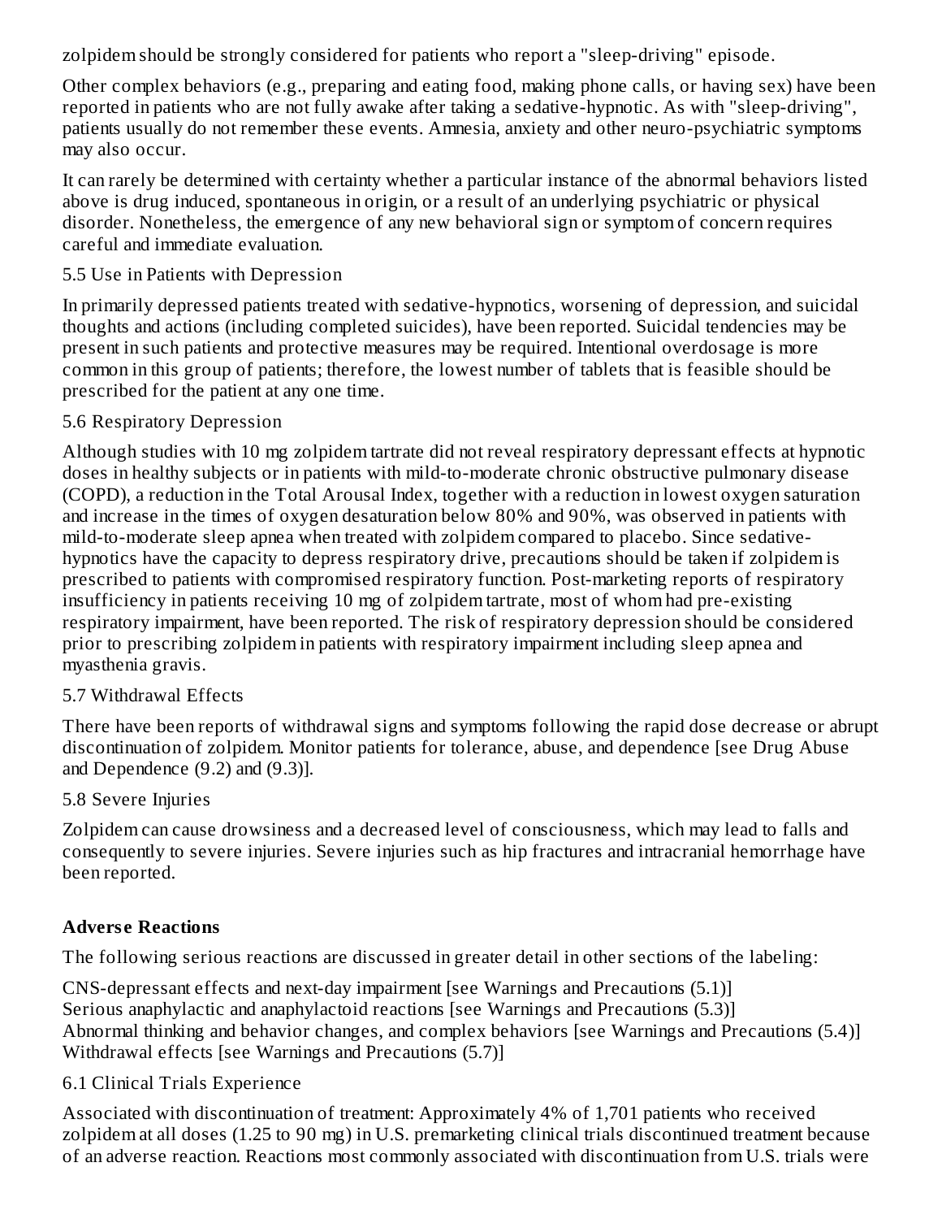zolpidem should be strongly considered for patients who report a "sleep-driving" episode.

Other complex behaviors (e.g., preparing and eating food, making phone calls, or having sex) have been reported in patients who are not fully awake after taking a sedative-hypnotic. As with "sleep-driving", patients usually do not remember these events. Amnesia, anxiety and other neuro-psychiatric symptoms may also occur.

It can rarely be determined with certainty whether a particular instance of the abnormal behaviors listed above is drug induced, spontaneous in origin, or a result of an underlying psychiatric or physical disorder. Nonetheless, the emergence of any new behavioral sign or symptom of concern requires careful and immediate evaluation.

### 5.5 Use in Patients with Depression

In primarily depressed patients treated with sedative-hypnotics, worsening of depression, and suicidal thoughts and actions (including completed suicides), have been reported. Suicidal tendencies may be present in such patients and protective measures may be required. Intentional overdosage is more common in this group of patients; therefore, the lowest number of tablets that is feasible should be prescribed for the patient at any one time.

### 5.6 Respiratory Depression

Although studies with 10 mg zolpidem tartrate did not reveal respiratory depressant effects at hypnotic doses in healthy subjects or in patients with mild-to-moderate chronic obstructive pulmonary disease (COPD), a reduction in the Total Arousal Index, together with a reduction in lowest oxygen saturation and increase in the times of oxygen desaturation below 80% and 90%, was observed in patients with mild-to-moderate sleep apnea when treated with zolpidem compared to placebo. Since sedative-hypnotics have the capacity to depress respiratory drive, precautions should be taken if zolpidem is prescribed to patients with compromised respiratory function. Post-marketing reports of respiratory insufficiency in patients receiving 10 mg of zolpidem tartrate, most of whom had pre-existing respiratory impairment, have been reported. The risk of respiratory depression should be considered prior to prescribing zolpidem in patients with respiratory impairment including sleep apnea and myasthenia gravis.

### 5.7 Withdrawal Effects

There have been reports of withdrawal signs and symptoms following the rapid dose decrease or abrupt discontinuation of zolpidem. Monitor patients for tolerance, abuse, and dependence [see Drug Abuse and Dependence (9.2) and (9.3)].

### 5.8 Severe Injuries

Zolpidem can cause drowsiness and a decreased level of consciousness, which may lead to falls and consequently to severe injuries. Severe injuries such as hip fractures and intracranial hemorrhage have been reported.

## Adverse Reactions

The following serious reactions are discussed in greater detail in other sections of the labeling:

CNS-depressant effects and next-day impairment [see Warnings and Precautions (5.1)]
Serious anaphylactic and anaphylactoid reactions [see Warnings and Precautions (5.3)]
Abnormal thinking and behavior changes, and complex behaviors [see Warnings and Precautions (5.4)]
Withdrawal effects [see Warnings and Precautions (5.7)]

### 6.1 Clinical Trials Experience

Associated with discontinuation of treatment: Approximately 4% of 1,701 patients who received zolpidem at all doses (1.25 to 90 mg) in U.S. premarketing clinical trials discontinued treatment because of an adverse reaction. Reactions most commonly associated with discontinuation from U.S. trials were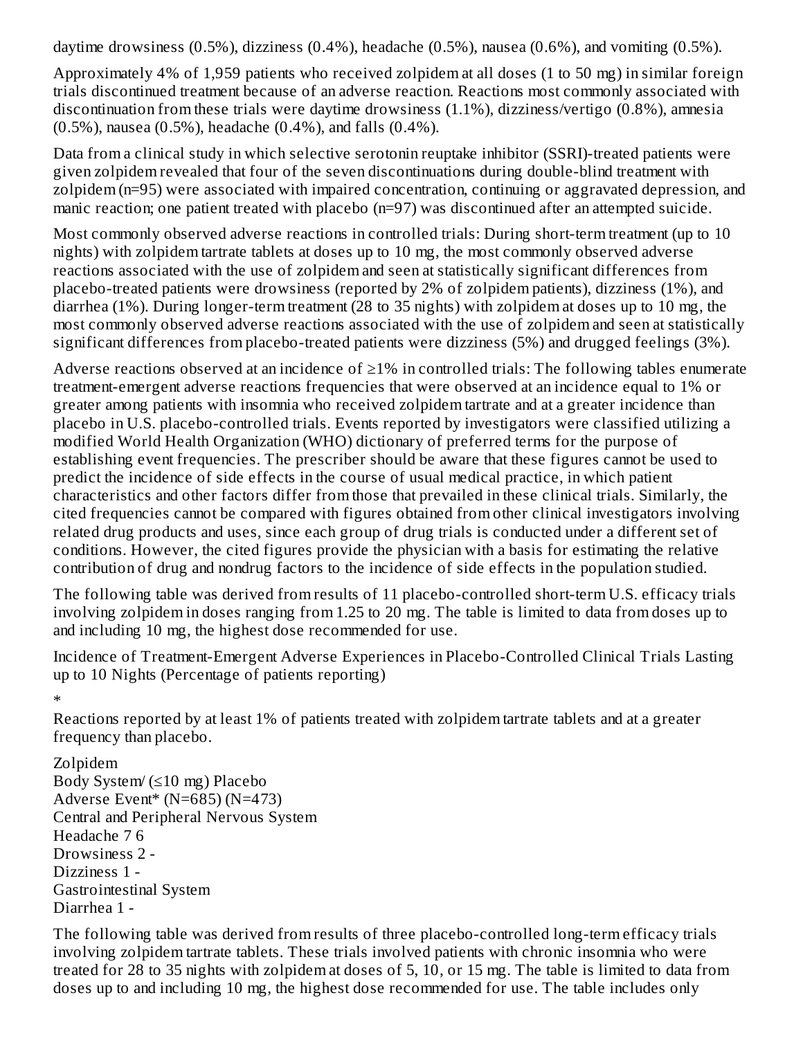daytime drowsiness (0.5%), dizziness (0.4%), headache (0.5%), nausea (0.6%), and vomiting (0.5%).

Approximately 4% of 1,959 patients who received zolpidem at all doses (1 to 50 mg) in similar foreign trials discontinued treatment because of an adverse reaction. Reactions most commonly associated with discontinuation from these trials were daytime drowsiness (1.1%), dizziness/vertigo (0.8%), amnesia (0.5%), nausea (0.5%), headache (0.4%), and falls (0.4%).

Data from a clinical study in which selective serotonin reuptake inhibitor (SSRI)-treated patients were given zolpidem revealed that four of the seven discontinuations during double-blind treatment with zolpidem (n=95) were associated with impaired concentration, continuing or aggravated depression, and manic reaction; one patient treated with placebo (n=97) was discontinued after an attempted suicide.

Most commonly observed adverse reactions in controlled trials: During short-term treatment (up to 10 nights) with zolpidem tartrate tablets at doses up to 10 mg, the most commonly observed adverse reactions associated with the use of zolpidem and seen at statistically significant differences from placebo-treated patients were drowsiness (reported by 2% of zolpidem patients), dizziness (1%), and diarrhea (1%). During longer-term treatment (28 to 35 nights) with zolpidem at doses up to 10 mg, the most commonly observed adverse reactions associated with the use of zolpidem and seen at statistically significant differences from placebo-treated patients were dizziness (5%) and drugged feelings (3%).

Adverse reactions observed at an incidence of ≥1% in controlled trials: The following tables enumerate treatment-emergent adverse reactions frequencies that were observed at an incidence equal to 1% or greater among patients with insomnia who received zolpidem tartrate and at a greater incidence than placebo in U.S. placebo-controlled trials. Events reported by investigators were classified utilizing a modified World Health Organization (WHO) dictionary of preferred terms for the purpose of establishing event frequencies. The prescriber should be aware that these figures cannot be used to predict the incidence of side effects in the course of usual medical practice, in which patient characteristics and other factors differ from those that prevailed in these clinical trials. Similarly, the cited frequencies cannot be compared with figures obtained from other clinical investigators involving related drug products and uses, since each group of drug trials is conducted under a different set of conditions. However, the cited figures provide the physician with a basis for estimating the relative contribution of drug and nondrug factors to the incidence of side effects in the population studied.

The following table was derived from results of 11 placebo-controlled short-term U.S. efficacy trials involving zolpidem in doses ranging from 1.25 to 20 mg. The table is limited to data from doses up to and including 10 mg, the highest dose recommended for use.

Incidence of Treatment-Emergent Adverse Experiences in Placebo-Controlled Clinical Trials Lasting up to 10 Nights (Percentage of patients reporting)

\*

Reactions reported by at least 1% of patients treated with zolpidem tartrate tablets and at a greater frequency than placebo.

| Body System/ Adverse Event* | Zolpidem (≤10 mg) (N=685) | Placebo (N=473) |
|---|---|---|
| Central and Peripheral Nervous System | | |
| Headache | 7 | 6 |
| Drowsiness | 2 | - |
| Dizziness | 1 | - |
| Gastrointestinal System | | |
| Diarrhea | 1 | - |

The following table was derived from results of three placebo-controlled long-term efficacy trials involving zolpidem tartrate tablets. These trials involved patients with chronic insomnia who were treated for 28 to 35 nights with zolpidem at doses of 5, 10, or 15 mg. The table is limited to data from doses up to and including 10 mg, the highest dose recommended for use. The table includes only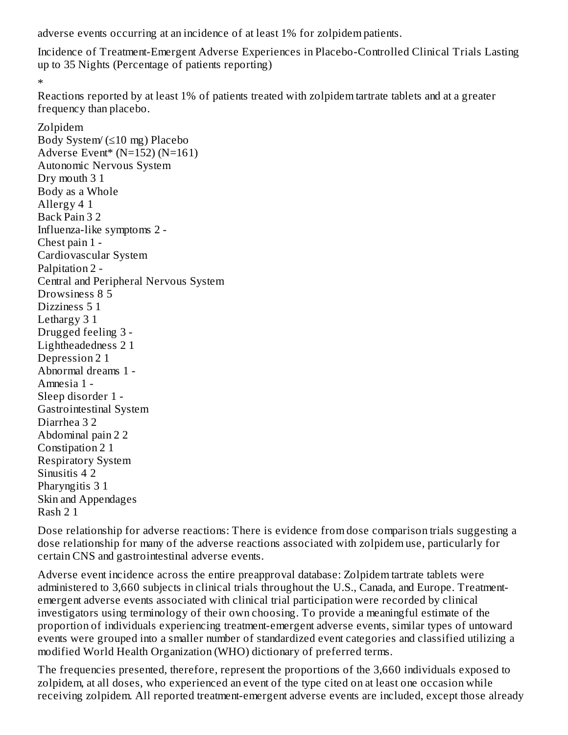adverse events occurring at an incidence of at least 1% for zolpidem patients.

Incidence of Treatment-Emergent Adverse Experiences in Placebo-Controlled Clinical Trials Lasting up to 35 Nights (Percentage of patients reporting)

*
Reactions reported by at least 1% of patients treated with zolpidem tartrate tablets and at a greater frequency than placebo.

| Body System/ Adverse Event* | Zolpidem (≤10 mg) (N=152) | Placebo (N=161) |
|---|---|---|
| Autonomic Nervous System | | |
| Dry mouth | 3 | 1 |
| Body as a Whole | | |
| Allergy | 4 | 1 |
| Back Pain | 3 | 2 |
| Influenza-like symptoms | 2 | - |
| Chest pain | 1 | - |
| Cardiovascular System | | |
| Palpitation | 2 | - |
| Central and Peripheral Nervous System | | |
| Drowsiness | 8 | 5 |
| Dizziness | 5 | 1 |
| Lethargy | 3 | 1 |
| Drugged feeling | 3 | - |
| Lightheadedness | 2 | 1 |
| Depression | 2 | 1 |
| Abnormal dreams | 1 | - |
| Amnesia | 1 | - |
| Sleep disorder | 1 | - |
| Gastrointestinal System | | |
| Diarrhea | 3 | 2 |
| Abdominal pain | 2 | 2 |
| Constipation | 2 | 1 |
| Respiratory System | | |
| Sinusitis | 4 | 2 |
| Pharyngitis | 3 | 1 |
| Skin and Appendages | | |
| Rash | 2 | 1 |

Dose relationship for adverse reactions: There is evidence from dose comparison trials suggesting a dose relationship for many of the adverse reactions associated with zolpidem use, particularly for certain CNS and gastrointestinal adverse events.

Adverse event incidence across the entire preapproval database: Zolpidem tartrate tablets were administered to 3,660 subjects in clinical trials throughout the U.S., Canada, and Europe. Treatment-emergent adverse events associated with clinical trial participation were recorded by clinical investigators using terminology of their own choosing. To provide a meaningful estimate of the proportion of individuals experiencing treatment-emergent adverse events, similar types of untoward events were grouped into a smaller number of standardized event categories and classified utilizing a modified World Health Organization (WHO) dictionary of preferred terms.

The frequencies presented, therefore, represent the proportions of the 3,660 individuals exposed to zolpidem, at all doses, who experienced an event of the type cited on at least one occasion while receiving zolpidem. All reported treatment-emergent adverse events are included, except those already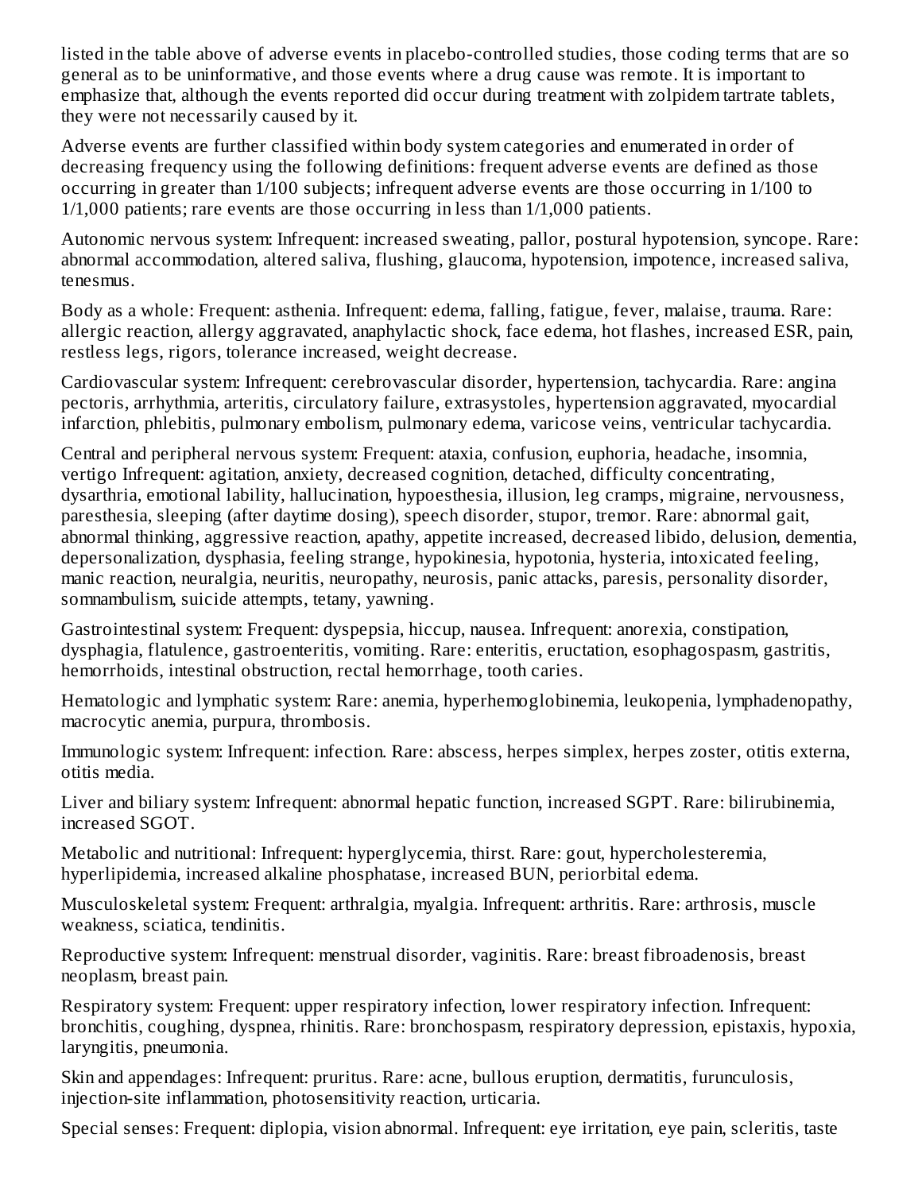listed in the table above of adverse events in placebo-controlled studies, those coding terms that are so general as to be uninformative, and those events where a drug cause was remote. It is important to emphasize that, although the events reported did occur during treatment with zolpidem tartrate tablets, they were not necessarily caused by it.

Adverse events are further classified within body system categories and enumerated in order of decreasing frequency using the following definitions: frequent adverse events are defined as those occurring in greater than 1/100 subjects; infrequent adverse events are those occurring in 1/100 to 1/1,000 patients; rare events are those occurring in less than 1/1,000 patients.

Autonomic nervous system: Infrequent: increased sweating, pallor, postural hypotension, syncope. Rare: abnormal accommodation, altered saliva, flushing, glaucoma, hypotension, impotence, increased saliva, tenesmus.

Body as a whole: Frequent: asthenia. Infrequent: edema, falling, fatigue, fever, malaise, trauma. Rare: allergic reaction, allergy aggravated, anaphylactic shock, face edema, hot flashes, increased ESR, pain, restless legs, rigors, tolerance increased, weight decrease.

Cardiovascular system: Infrequent: cerebrovascular disorder, hypertension, tachycardia. Rare: angina pectoris, arrhythmia, arteritis, circulatory failure, extrasystoles, hypertension aggravated, myocardial infarction, phlebitis, pulmonary embolism, pulmonary edema, varicose veins, ventricular tachycardia.

Central and peripheral nervous system: Frequent: ataxia, confusion, euphoria, headache, insomnia, vertigo Infrequent: agitation, anxiety, decreased cognition, detached, difficulty concentrating, dysarthria, emotional lability, hallucination, hypoesthesia, illusion, leg cramps, migraine, nervousness, paresthesia, sleeping (after daytime dosing), speech disorder, stupor, tremor. Rare: abnormal gait, abnormal thinking, aggressive reaction, apathy, appetite increased, decreased libido, delusion, dementia, depersonalization, dysphasia, feeling strange, hypokinesia, hypotonia, hysteria, intoxicated feeling, manic reaction, neuralgia, neuritis, neuropathy, neurosis, panic attacks, paresis, personality disorder, somnambulism, suicide attempts, tetany, yawning.

Gastrointestinal system: Frequent: dyspepsia, hiccup, nausea. Infrequent: anorexia, constipation, dysphagia, flatulence, gastroenteritis, vomiting. Rare: enteritis, eructation, esophagospasm, gastritis, hemorrhoids, intestinal obstruction, rectal hemorrhage, tooth caries.

Hematologic and lymphatic system: Rare: anemia, hyperhemoglobinemia, leukopenia, lymphadenopathy, macrocytic anemia, purpura, thrombosis.

Immunologic system: Infrequent: infection. Rare: abscess, herpes simplex, herpes zoster, otitis externa, otitis media.

Liver and biliary system: Infrequent: abnormal hepatic function, increased SGPT. Rare: bilirubinemia, increased SGOT.

Metabolic and nutritional: Infrequent: hyperglycemia, thirst. Rare: gout, hypercholesteremia, hyperlipidemia, increased alkaline phosphatase, increased BUN, periorbital edema.

Musculoskeletal system: Frequent: arthralgia, myalgia. Infrequent: arthritis. Rare: arthrosis, muscle weakness, sciatica, tendinitis.

Reproductive system: Infrequent: menstrual disorder, vaginitis. Rare: breast fibroadenosis, breast neoplasm, breast pain.

Respiratory system: Frequent: upper respiratory infection, lower respiratory infection. Infrequent: bronchitis, coughing, dyspnea, rhinitis. Rare: bronchospasm, respiratory depression, epistaxis, hypoxia, laryngitis, pneumonia.

Skin and appendages: Infrequent: pruritus. Rare: acne, bullous eruption, dermatitis, furunculosis, injection-site inflammation, photosensitivity reaction, urticaria.

Special senses: Frequent: diplopia, vision abnormal. Infrequent: eye irritation, eye pain, scleritis, taste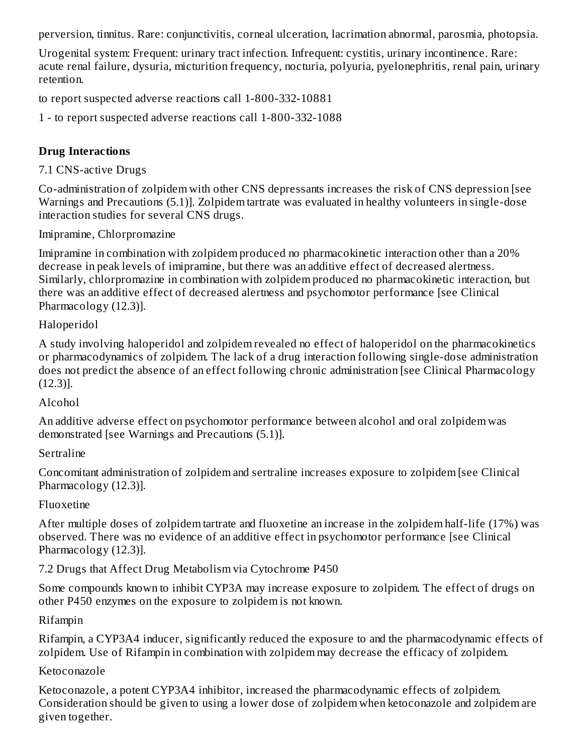perversion, tinnitus. Rare: conjunctivitis, corneal ulceration, lacrimation abnormal, parosmia, photopsia.

Urogenital system: Frequent: urinary tract infection. Infrequent: cystitis, urinary incontinence. Rare: acute renal failure, dysuria, micturition frequency, nocturia, polyuria, pyelonephritis, renal pain, urinary retention.

to report suspected adverse reactions call 1-800-332-10881

1 - to report suspected adverse reactions call 1-800-332-1088

## Drug Interactions

### 7.1 CNS-active Drugs

Co-administration of zolpidem with other CNS depressants increases the risk of CNS depression [see Warnings and Precautions (5.1)]. Zolpidem tartrate was evaluated in healthy volunteers in single-dose interaction studies for several CNS drugs.

Imipramine, Chlorpromazine

Imipramine in combination with zolpidem produced no pharmacokinetic interaction other than a 20% decrease in peak levels of imipramine, but there was an additive effect of decreased alertness. Similarly, chlorpromazine in combination with zolpidem produced no pharmacokinetic interaction, but there was an additive effect of decreased alertness and psychomotor performance [see Clinical Pharmacology (12.3)].

Haloperidol

A study involving haloperidol and zolpidem revealed no effect of haloperidol on the pharmacokinetics or pharmacodynamics of zolpidem. The lack of a drug interaction following single-dose administration does not predict the absence of an effect following chronic administration [see Clinical Pharmacology (12.3)].

Alcohol

An additive adverse effect on psychomotor performance between alcohol and oral zolpidem was demonstrated [see Warnings and Precautions (5.1)].

Sertraline

Concomitant administration of zolpidem and sertraline increases exposure to zolpidem [see Clinical Pharmacology (12.3)].

Fluoxetine

After multiple doses of zolpidem tartrate and fluoxetine an increase in the zolpidem half-life (17%) was observed. There was no evidence of an additive effect in psychomotor performance [see Clinical Pharmacology (12.3)].

### 7.2 Drugs that Affect Drug Metabolism via Cytochrome P450

Some compounds known to inhibit CYP3A may increase exposure to zolpidem. The effect of drugs on other P450 enzymes on the exposure to zolpidem is not known.

Rifampin

Rifampin, a CYP3A4 inducer, significantly reduced the exposure to and the pharmacodynamic effects of zolpidem. Use of Rifampin in combination with zolpidem may decrease the efficacy of zolpidem.

Ketoconazole

Ketoconazole, a potent CYP3A4 inhibitor, increased the pharmacodynamic effects of zolpidem. Consideration should be given to using a lower dose of zolpidem when ketoconazole and zolpidem are given together.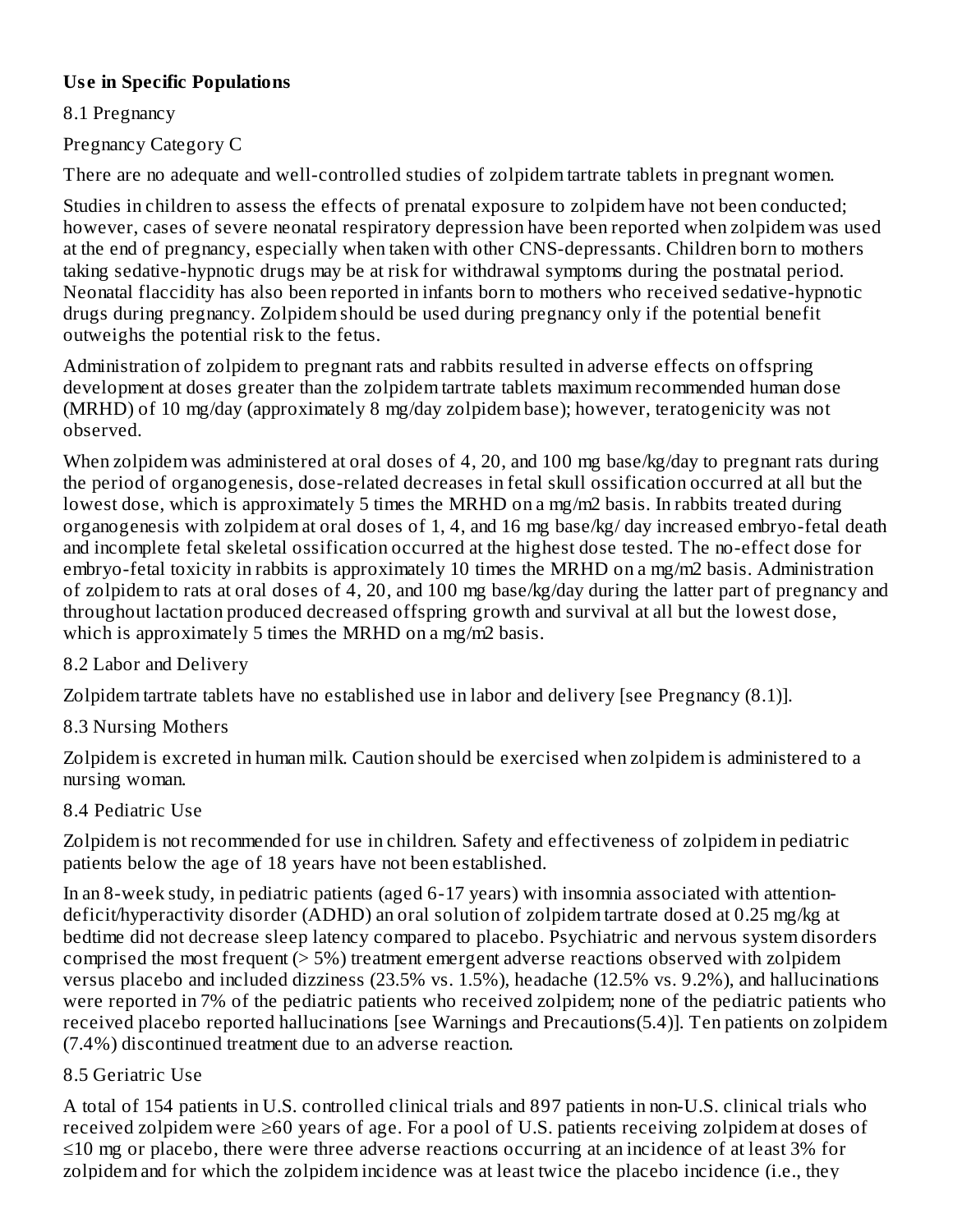## Use in Specific Populations

### 8.1 Pregnancy

Pregnancy Category C

There are no adequate and well-controlled studies of zolpidem tartrate tablets in pregnant women.

Studies in children to assess the effects of prenatal exposure to zolpidem have not been conducted; however, cases of severe neonatal respiratory depression have been reported when zolpidem was used at the end of pregnancy, especially when taken with other CNS-depressants. Children born to mothers taking sedative-hypnotic drugs may be at risk for withdrawal symptoms during the postnatal period. Neonatal flaccidity has also been reported in infants born to mothers who received sedative-hypnotic drugs during pregnancy. Zolpidem should be used during pregnancy only if the potential benefit outweighs the potential risk to the fetus.

Administration of zolpidem to pregnant rats and rabbits resulted in adverse effects on offspring development at doses greater than the zolpidem tartrate tablets maximum recommended human dose (MRHD) of 10 mg/day (approximately 8 mg/day zolpidem base); however, teratogenicity was not observed.

When zolpidem was administered at oral doses of 4, 20, and 100 mg base/kg/day to pregnant rats during the period of organogenesis, dose-related decreases in fetal skull ossification occurred at all but the lowest dose, which is approximately 5 times the MRHD on a mg/m2 basis. In rabbits treated during organogenesis with zolpidem at oral doses of 1, 4, and 16 mg base/kg/ day increased embryo-fetal death and incomplete fetal skeletal ossification occurred at the highest dose tested. The no-effect dose for embryo-fetal toxicity in rabbits is approximately 10 times the MRHD on a mg/m2 basis. Administration of zolpidem to rats at oral doses of 4, 20, and 100 mg base/kg/day during the latter part of pregnancy and throughout lactation produced decreased offspring growth and survival at all but the lowest dose, which is approximately 5 times the MRHD on a mg/m2 basis.

### 8.2 Labor and Delivery

Zolpidem tartrate tablets have no established use in labor and delivery [see Pregnancy (8.1)].

### 8.3 Nursing Mothers

Zolpidem is excreted in human milk. Caution should be exercised when zolpidem is administered to a nursing woman.

### 8.4 Pediatric Use

Zolpidem is not recommended for use in children. Safety and effectiveness of zolpidem in pediatric patients below the age of 18 years have not been established.

In an 8-week study, in pediatric patients (aged 6-17 years) with insomnia associated with attention-deficit/hyperactivity disorder (ADHD) an oral solution of zolpidem tartrate dosed at 0.25 mg/kg at bedtime did not decrease sleep latency compared to placebo. Psychiatric and nervous system disorders comprised the most frequent (> 5%) treatment emergent adverse reactions observed with zolpidem versus placebo and included dizziness (23.5% vs. 1.5%), headache (12.5% vs. 9.2%), and hallucinations were reported in 7% of the pediatric patients who received zolpidem; none of the pediatric patients who received placebo reported hallucinations [see Warnings and Precautions(5.4)]. Ten patients on zolpidem (7.4%) discontinued treatment due to an adverse reaction.

### 8.5 Geriatric Use

A total of 154 patients in U.S. controlled clinical trials and 897 patients in non-U.S. clinical trials who received zolpidem were ≥60 years of age. For a pool of U.S. patients receiving zolpidem at doses of ≤10 mg or placebo, there were three adverse reactions occurring at an incidence of at least 3% for zolpidem and for which the zolpidem incidence was at least twice the placebo incidence (i.e., they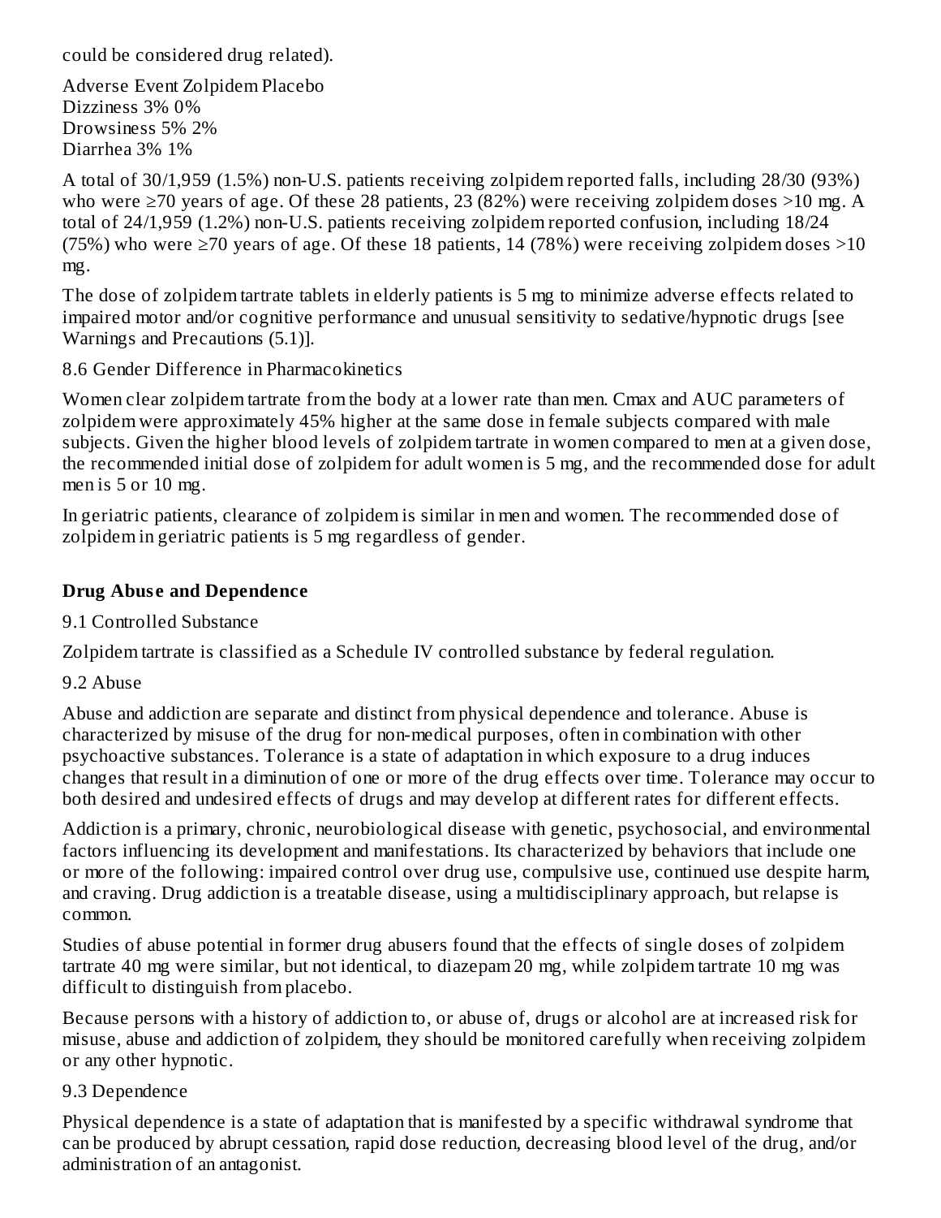could be considered drug related).

| Adverse Event | Zolpidem | Placebo |
| --- | --- | --- |
| Dizziness | 3% | 0% |
| Drowsiness | 5% | 2% |
| Diarrhea | 3% | 1% |

A total of 30/1,959 (1.5%) non-U.S. patients receiving zolpidem reported falls, including 28/30 (93%) who were ≥70 years of age. Of these 28 patients, 23 (82%) were receiving zolpidem doses >10 mg. A total of 24/1,959 (1.2%) non-U.S. patients receiving zolpidem reported confusion, including 18/24 (75%) who were ≥70 years of age. Of these 18 patients, 14 (78%) were receiving zolpidem doses >10 mg.

The dose of zolpidem tartrate tablets in elderly patients is 5 mg to minimize adverse effects related to impaired motor and/or cognitive performance and unusual sensitivity to sedative/hypnotic drugs [see Warnings and Precautions (5.1)].

### 8.6 Gender Difference in Pharmacokinetics

Women clear zolpidem tartrate from the body at a lower rate than men. Cmax and AUC parameters of zolpidem were approximately 45% higher at the same dose in female subjects compared with male subjects. Given the higher blood levels of zolpidem tartrate in women compared to men at a given dose, the recommended initial dose of zolpidem for adult women is 5 mg, and the recommended dose for adult men is 5 or 10 mg.

In geriatric patients, clearance of zolpidem is similar in men and women. The recommended dose of zolpidem in geriatric patients is 5 mg regardless of gender.

## Drug Abuse and Dependence

### 9.1 Controlled Substance

Zolpidem tartrate is classified as a Schedule IV controlled substance by federal regulation.

### 9.2 Abuse

Abuse and addiction are separate and distinct from physical dependence and tolerance. Abuse is characterized by misuse of the drug for non-medical purposes, often in combination with other psychoactive substances. Tolerance is a state of adaptation in which exposure to a drug induces changes that result in a diminution of one or more of the drug effects over time. Tolerance may occur to both desired and undesired effects of drugs and may develop at different rates for different effects.

Addiction is a primary, chronic, neurobiological disease with genetic, psychosocial, and environmental factors influencing its development and manifestations. Its characterized by behaviors that include one or more of the following: impaired control over drug use, compulsive use, continued use despite harm, and craving. Drug addiction is a treatable disease, using a multidisciplinary approach, but relapse is common.

Studies of abuse potential in former drug abusers found that the effects of single doses of zolpidem tartrate 40 mg were similar, but not identical, to diazepam 20 mg, while zolpidem tartrate 10 mg was difficult to distinguish from placebo.

Because persons with a history of addiction to, or abuse of, drugs or alcohol are at increased risk for misuse, abuse and addiction of zolpidem, they should be monitored carefully when receiving zolpidem or any other hypnotic.

### 9.3 Dependence

Physical dependence is a state of adaptation that is manifested by a specific withdrawal syndrome that can be produced by abrupt cessation, rapid dose reduction, decreasing blood level of the drug, and/or administration of an antagonist.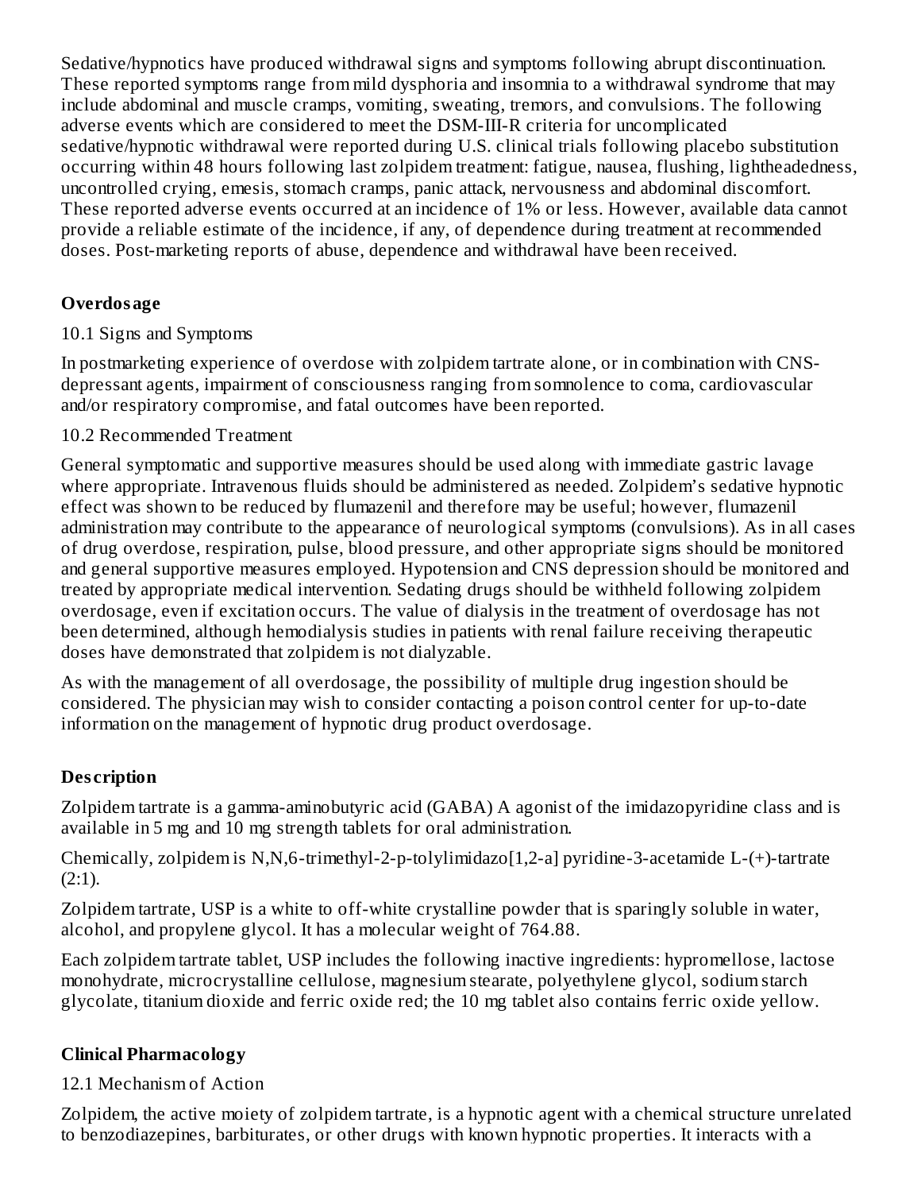Sedative/hypnotics have produced withdrawal signs and symptoms following abrupt discontinuation. These reported symptoms range from mild dysphoria and insomnia to a withdrawal syndrome that may include abdominal and muscle cramps, vomiting, sweating, tremors, and convulsions. The following adverse events which are considered to meet the DSM-III-R criteria for uncomplicated sedative/hypnotic withdrawal were reported during U.S. clinical trials following placebo substitution occurring within 48 hours following last zolpidem treatment: fatigue, nausea, flushing, lightheadedness, uncontrolled crying, emesis, stomach cramps, panic attack, nervousness and abdominal discomfort. These reported adverse events occurred at an incidence of 1% or less. However, available data cannot provide a reliable estimate of the incidence, if any, of dependence during treatment at recommended doses. Post-marketing reports of abuse, dependence and withdrawal have been received.

## Overdosage

10.1 Signs and Symptoms

In postmarketing experience of overdose with zolpidem tartrate alone, or in combination with CNS-depressant agents, impairment of consciousness ranging from somnolence to coma, cardiovascular and/or respiratory compromise, and fatal outcomes have been reported.

10.2 Recommended Treatment

General symptomatic and supportive measures should be used along with immediate gastric lavage where appropriate. Intravenous fluids should be administered as needed. Zolpidem's sedative hypnotic effect was shown to be reduced by flumazenil and therefore may be useful; however, flumazenil administration may contribute to the appearance of neurological symptoms (convulsions). As in all cases of drug overdose, respiration, pulse, blood pressure, and other appropriate signs should be monitored and general supportive measures employed. Hypotension and CNS depression should be monitored and treated by appropriate medical intervention. Sedating drugs should be withheld following zolpidem overdosage, even if excitation occurs. The value of dialysis in the treatment of overdosage has not been determined, although hemodialysis studies in patients with renal failure receiving therapeutic doses have demonstrated that zolpidem is not dialyzable.

As with the management of all overdosage, the possibility of multiple drug ingestion should be considered. The physician may wish to consider contacting a poison control center for up-to-date information on the management of hypnotic drug product overdosage.

## Description

Zolpidem tartrate is a gamma-aminobutyric acid (GABA) A agonist of the imidazopyridine class and is available in 5 mg and 10 mg strength tablets for oral administration.

Chemically, zolpidem is N,N,6-trimethyl-2-p-tolylimidazo[1,2-a] pyridine-3-acetamide L-(+)-tartrate (2:1).

Zolpidem tartrate, USP is a white to off-white crystalline powder that is sparingly soluble in water, alcohol, and propylene glycol. It has a molecular weight of 764.88.

Each zolpidem tartrate tablet, USP includes the following inactive ingredients: hypromellose, lactose monohydrate, microcrystalline cellulose, magnesium stearate, polyethylene glycol, sodium starch glycolate, titanium dioxide and ferric oxide red; the 10 mg tablet also contains ferric oxide yellow.

## Clinical Pharmacology

12.1 Mechanism of Action

Zolpidem, the active moiety of zolpidem tartrate, is a hypnotic agent with a chemical structure unrelated to benzodiazepines, barbiturates, or other drugs with known hypnotic properties. It interacts with a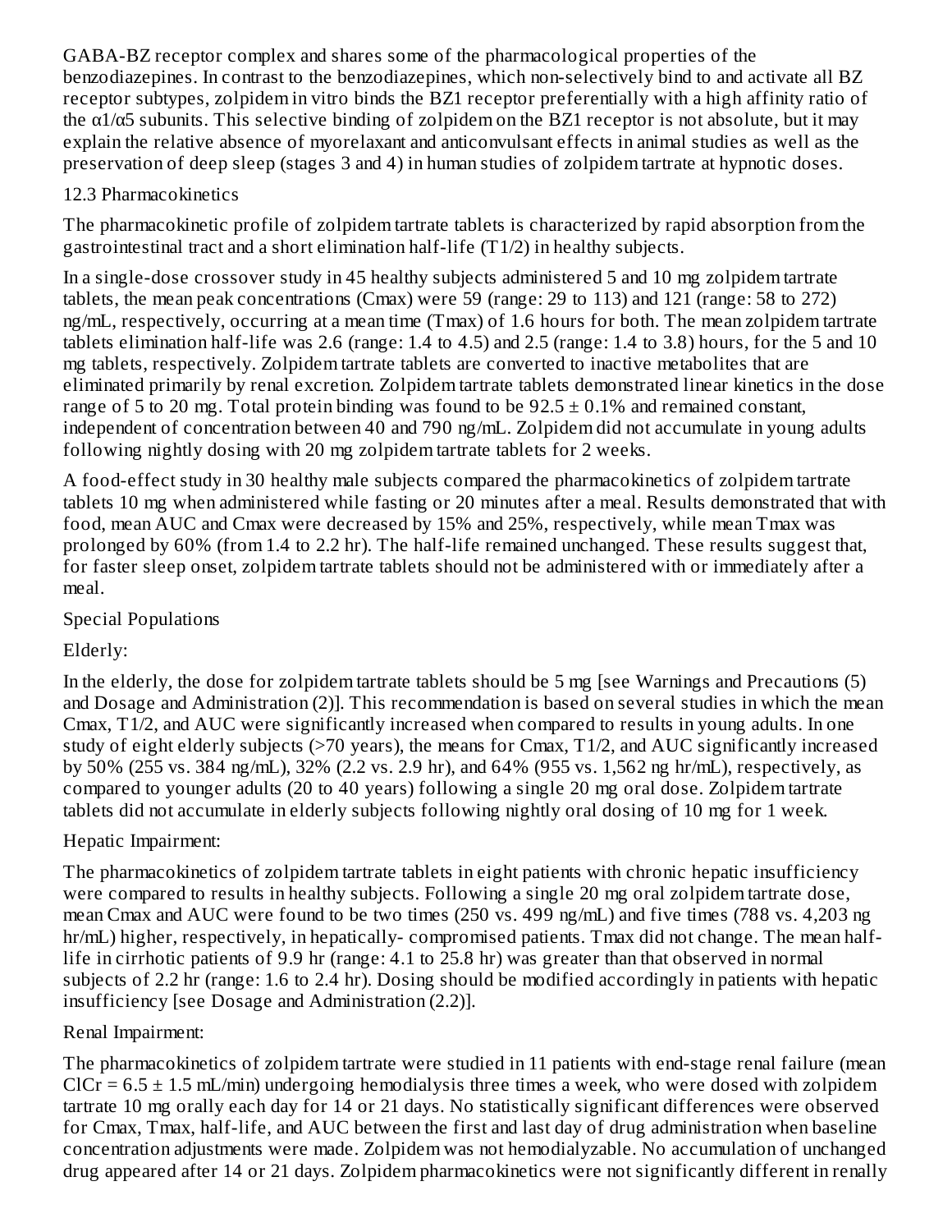GABA-BZ receptor complex and shares some of the pharmacological properties of the benzodiazepines. In contrast to the benzodiazepines, which non-selectively bind to and activate all BZ receptor subtypes, zolpidem in vitro binds the BZ1 receptor preferentially with a high affinity ratio of the α1/α5 subunits. This selective binding of zolpidem on the BZ1 receptor is not absolute, but it may explain the relative absence of myorelaxant and anticonvulsant effects in animal studies as well as the preservation of deep sleep (stages 3 and 4) in human studies of zolpidem tartrate at hypnotic doses.

## 12.3 Pharmacokinetics

The pharmacokinetic profile of zolpidem tartrate tablets is characterized by rapid absorption from the gastrointestinal tract and a short elimination half-life (T1/2) in healthy subjects.

In a single-dose crossover study in 45 healthy subjects administered 5 and 10 mg zolpidem tartrate tablets, the mean peak concentrations (Cmax) were 59 (range: 29 to 113) and 121 (range: 58 to 272) ng/mL, respectively, occurring at a mean time (Tmax) of 1.6 hours for both. The mean zolpidem tartrate tablets elimination half-life was 2.6 (range: 1.4 to 4.5) and 2.5 (range: 1.4 to 3.8) hours, for the 5 and 10 mg tablets, respectively. Zolpidem tartrate tablets are converted to inactive metabolites that are eliminated primarily by renal excretion. Zolpidem tartrate tablets demonstrated linear kinetics in the dose range of 5 to 20 mg. Total protein binding was found to be 92.5 ± 0.1% and remained constant, independent of concentration between 40 and 790 ng/mL. Zolpidem did not accumulate in young adults following nightly dosing with 20 mg zolpidem tartrate tablets for 2 weeks.

A food-effect study in 30 healthy male subjects compared the pharmacokinetics of zolpidem tartrate tablets 10 mg when administered while fasting or 20 minutes after a meal. Results demonstrated that with food, mean AUC and Cmax were decreased by 15% and 25%, respectively, while mean Tmax was prolonged by 60% (from 1.4 to 2.2 hr). The half-life remained unchanged. These results suggest that, for faster sleep onset, zolpidem tartrate tablets should not be administered with or immediately after a meal.

### Special Populations

Elderly:

In the elderly, the dose for zolpidem tartrate tablets should be 5 mg [see Warnings and Precautions (5) and Dosage and Administration (2)]. This recommendation is based on several studies in which the mean Cmax, T1/2, and AUC were significantly increased when compared to results in young adults. In one study of eight elderly subjects (>70 years), the means for Cmax, T1/2, and AUC significantly increased by 50% (255 vs. 384 ng/mL), 32% (2.2 vs. 2.9 hr), and 64% (955 vs. 1,562 ng hr/mL), respectively, as compared to younger adults (20 to 40 years) following a single 20 mg oral dose. Zolpidem tartrate tablets did not accumulate in elderly subjects following nightly oral dosing of 10 mg for 1 week.

Hepatic Impairment:

The pharmacokinetics of zolpidem tartrate tablets in eight patients with chronic hepatic insufficiency were compared to results in healthy subjects. Following a single 20 mg oral zolpidem tartrate dose, mean Cmax and AUC were found to be two times (250 vs. 499 ng/mL) and five times (788 vs. 4,203 ng hr/mL) higher, respectively, in hepatically- compromised patients. Tmax did not change. The mean half-life in cirrhotic patients of 9.9 hr (range: 4.1 to 25.8 hr) was greater than that observed in normal subjects of 2.2 hr (range: 1.6 to 2.4 hr). Dosing should be modified accordingly in patients with hepatic insufficiency [see Dosage and Administration (2.2)].

Renal Impairment:

The pharmacokinetics of zolpidem tartrate were studied in 11 patients with end-stage renal failure (mean ClCr = 6.5 ± 1.5 mL/min) undergoing hemodialysis three times a week, who were dosed with zolpidem tartrate 10 mg orally each day for 14 or 21 days. No statistically significant differences were observed for Cmax, Tmax, half-life, and AUC between the first and last day of drug administration when baseline concentration adjustments were made. Zolpidem was not hemodialyzable. No accumulation of unchanged drug appeared after 14 or 21 days. Zolpidem pharmacokinetics were not significantly different in renally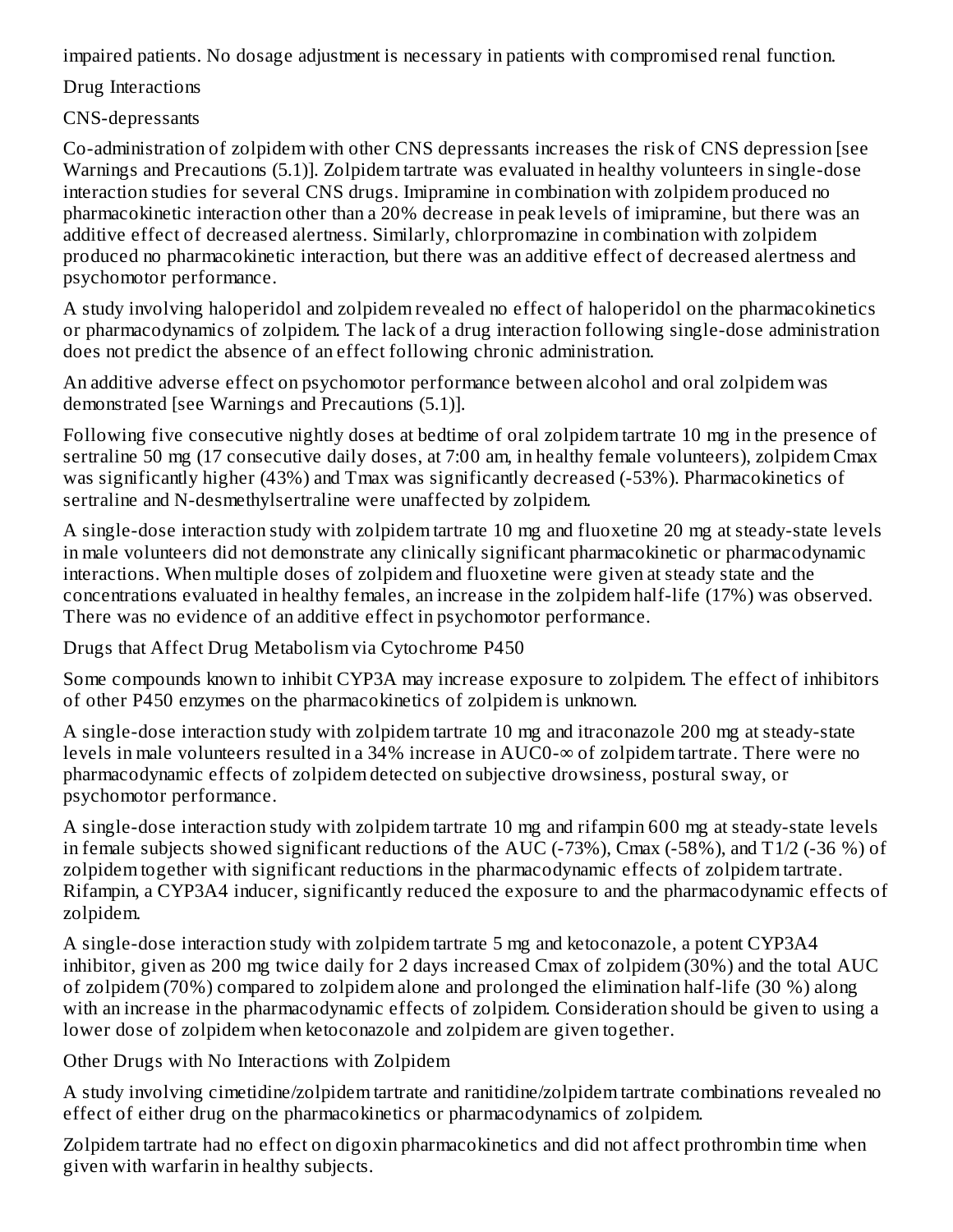impaired patients. No dosage adjustment is necessary in patients with compromised renal function.

### Drug Interactions

#### CNS-depressants

Co-administration of zolpidem with other CNS depressants increases the risk of CNS depression [see Warnings and Precautions (5.1)]. Zolpidem tartrate was evaluated in healthy volunteers in single-dose interaction studies for several CNS drugs. Imipramine in combination with zolpidem produced no pharmacokinetic interaction other than a 20% decrease in peak levels of imipramine, but there was an additive effect of decreased alertness. Similarly, chlorpromazine in combination with zolpidem produced no pharmacokinetic interaction, but there was an additive effect of decreased alertness and psychomotor performance.

A study involving haloperidol and zolpidem revealed no effect of haloperidol on the pharmacokinetics or pharmacodynamics of zolpidem. The lack of a drug interaction following single-dose administration does not predict the absence of an effect following chronic administration.

An additive adverse effect on psychomotor performance between alcohol and oral zolpidem was demonstrated [see Warnings and Precautions (5.1)].

Following five consecutive nightly doses at bedtime of oral zolpidem tartrate 10 mg in the presence of sertraline 50 mg (17 consecutive daily doses, at 7:00 am, in healthy female volunteers), zolpidem Cmax was significantly higher (43%) and Tmax was significantly decreased (-53%). Pharmacokinetics of sertraline and N-desmethylsertraline were unaffected by zolpidem.

A single-dose interaction study with zolpidem tartrate 10 mg and fluoxetine 20 mg at steady-state levels in male volunteers did not demonstrate any clinically significant pharmacokinetic or pharmacodynamic interactions. When multiple doses of zolpidem and fluoxetine were given at steady state and the concentrations evaluated in healthy females, an increase in the zolpidem half-life (17%) was observed. There was no evidence of an additive effect in psychomotor performance.

#### Drugs that Affect Drug Metabolism via Cytochrome P450

Some compounds known to inhibit CYP3A may increase exposure to zolpidem. The effect of inhibitors of other P450 enzymes on the pharmacokinetics of zolpidem is unknown.

A single-dose interaction study with zolpidem tartrate 10 mg and itraconazole 200 mg at steady-state levels in male volunteers resulted in a 34% increase in $AUC_{0-\infty}$ of zolpidem tartrate. There were no pharmacodynamic effects of zolpidem detected on subjective drowsiness, postural sway, or psychomotor performance.

A single-dose interaction study with zolpidem tartrate 10 mg and rifampin 600 mg at steady-state levels in female subjects showed significant reductions of the AUC (-73%), Cmax (-58%), and $T_{1/2}$ (-36 %) of zolpidem together with significant reductions in the pharmacodynamic effects of zolpidem tartrate. Rifampin, a CYP3A4 inducer, significantly reduced the exposure to and the pharmacodynamic effects of zolpidem.

A single-dose interaction study with zolpidem tartrate 5 mg and ketoconazole, a potent CYP3A4 inhibitor, given as 200 mg twice daily for 2 days increased Cmax of zolpidem (30%) and the total AUC of zolpidem (70%) compared to zolpidem alone and prolonged the elimination half-life (30 %) along with an increase in the pharmacodynamic effects of zolpidem. Consideration should be given to using a lower dose of zolpidem when ketoconazole and zolpidem are given together.

#### Other Drugs with No Interactions with Zolpidem

A study involving cimetidine/zolpidem tartrate and ranitidine/zolpidem tartrate combinations revealed no effect of either drug on the pharmacokinetics or pharmacodynamics of zolpidem.

Zolpidem tartrate had no effect on digoxin pharmacokinetics and did not affect prothrombin time when given with warfarin in healthy subjects.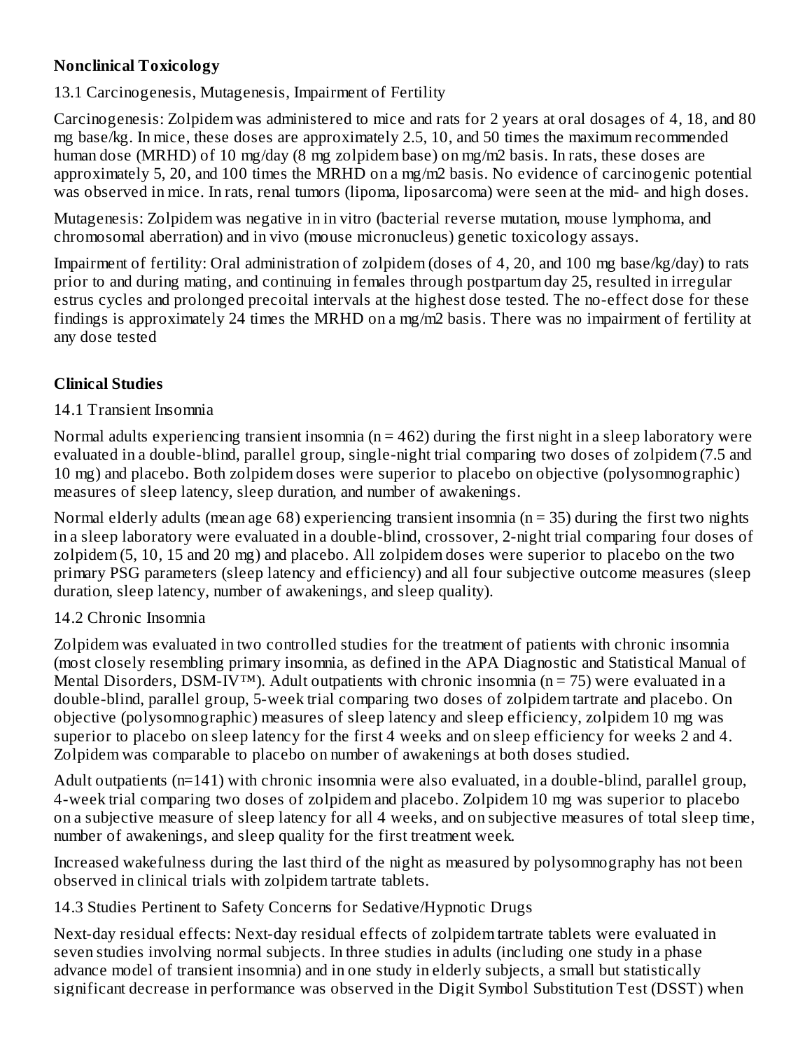## Nonclinical Toxicology

### 13.1 Carcinogenesis, Mutagenesis, Impairment of Fertility

Carcinogenesis: Zolpidem was administered to mice and rats for 2 years at oral dosages of 4, 18, and 80 mg base/kg. In mice, these doses are approximately 2.5, 10, and 50 times the maximum recommended human dose (MRHD) of 10 mg/day (8 mg zolpidem base) on mg/m2 basis. In rats, these doses are approximately 5, 20, and 100 times the MRHD on a mg/m2 basis. No evidence of carcinogenic potential was observed in mice. In rats, renal tumors (lipoma, liposarcoma) were seen at the mid- and high doses.

Mutagenesis: Zolpidem was negative in in vitro (bacterial reverse mutation, mouse lymphoma, and chromosomal aberration) and in vivo (mouse micronucleus) genetic toxicology assays.

Impairment of fertility: Oral administration of zolpidem (doses of 4, 20, and 100 mg base/kg/day) to rats prior to and during mating, and continuing in females through postpartum day 25, resulted in irregular estrus cycles and prolonged precoital intervals at the highest dose tested. The no-effect dose for these findings is approximately 24 times the MRHD on a mg/m2 basis. There was no impairment of fertility at any dose tested

## Clinical Studies

### 14.1 Transient Insomnia

Normal adults experiencing transient insomnia (n = 462) during the first night in a sleep laboratory were evaluated in a double-blind, parallel group, single-night trial comparing two doses of zolpidem (7.5 and 10 mg) and placebo. Both zolpidem doses were superior to placebo on objective (polysomnographic) measures of sleep latency, sleep duration, and number of awakenings.

Normal elderly adults (mean age 68) experiencing transient insomnia (n = 35) during the first two nights in a sleep laboratory were evaluated in a double-blind, crossover, 2-night trial comparing four doses of zolpidem (5, 10, 15 and 20 mg) and placebo. All zolpidem doses were superior to placebo on the two primary PSG parameters (sleep latency and efficiency) and all four subjective outcome measures (sleep duration, sleep latency, number of awakenings, and sleep quality).

### 14.2 Chronic Insomnia

Zolpidem was evaluated in two controlled studies for the treatment of patients with chronic insomnia (most closely resembling primary insomnia, as defined in the APA Diagnostic and Statistical Manual of Mental Disorders, DSM-IV™). Adult outpatients with chronic insomnia (n = 75) were evaluated in a double-blind, parallel group, 5-week trial comparing two doses of zolpidem tartrate and placebo. On objective (polysomnographic) measures of sleep latency and sleep efficiency, zolpidem 10 mg was superior to placebo on sleep latency for the first 4 weeks and on sleep efficiency for weeks 2 and 4. Zolpidem was comparable to placebo on number of awakenings at both doses studied.

Adult outpatients (n=141) with chronic insomnia were also evaluated, in a double-blind, parallel group, 4-week trial comparing two doses of zolpidem and placebo. Zolpidem 10 mg was superior to placebo on a subjective measure of sleep latency for all 4 weeks, and on subjective measures of total sleep time, number of awakenings, and sleep quality for the first treatment week.

Increased wakefulness during the last third of the night as measured by polysomnography has not been observed in clinical trials with zolpidem tartrate tablets.

### 14.3 Studies Pertinent to Safety Concerns for Sedative/Hypnotic Drugs

Next-day residual effects: Next-day residual effects of zolpidem tartrate tablets were evaluated in seven studies involving normal subjects. In three studies in adults (including one study in a phase advance model of transient insomnia) and in one study in elderly subjects, a small but statistically significant decrease in performance was observed in the Digit Symbol Substitution Test (DSST) when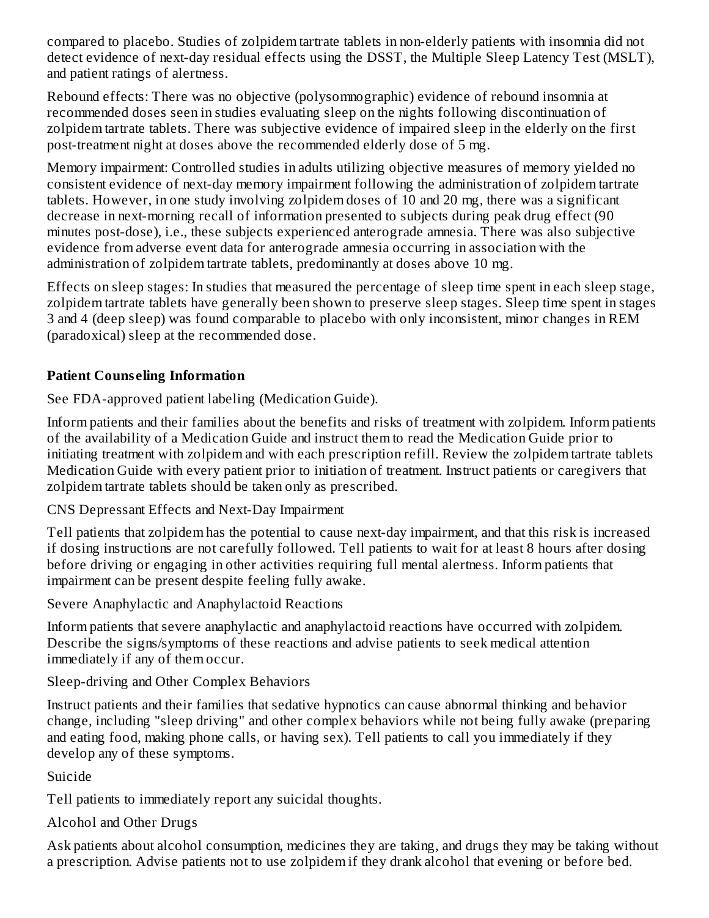compared to placebo. Studies of zolpidem tartrate tablets in non-elderly patients with insomnia did not detect evidence of next-day residual effects using the DSST, the Multiple Sleep Latency Test (MSLT), and patient ratings of alertness.

Rebound effects: There was no objective (polysomnographic) evidence of rebound insomnia at recommended doses seen in studies evaluating sleep on the nights following discontinuation of zolpidem tartrate tablets. There was subjective evidence of impaired sleep in the elderly on the first post-treatment night at doses above the recommended elderly dose of 5 mg.

Memory impairment: Controlled studies in adults utilizing objective measures of memory yielded no consistent evidence of next-day memory impairment following the administration of zolpidem tartrate tablets. However, in one study involving zolpidem doses of 10 and 20 mg, there was a significant decrease in next-morning recall of information presented to subjects during peak drug effect (90 minutes post-dose), i.e., these subjects experienced anterograde amnesia. There was also subjective evidence from adverse event data for anterograde amnesia occurring in association with the administration of zolpidem tartrate tablets, predominantly at doses above 10 mg.

Effects on sleep stages: In studies that measured the percentage of sleep time spent in each sleep stage, zolpidem tartrate tablets have generally been shown to preserve sleep stages. Sleep time spent in stages 3 and 4 (deep sleep) was found comparable to placebo with only inconsistent, minor changes in REM (paradoxical) sleep at the recommended dose.

**Patient Counseling Information**

See FDA-approved patient labeling (Medication Guide).

Inform patients and their families about the benefits and risks of treatment with zolpidem. Inform patients of the availability of a Medication Guide and instruct them to read the Medication Guide prior to initiating treatment with zolpidem and with each prescription refill. Review the zolpidem tartrate tablets Medication Guide with every patient prior to initiation of treatment. Instruct patients or caregivers that zolpidem tartrate tablets should be taken only as prescribed.

CNS Depressant Effects and Next-Day Impairment

Tell patients that zolpidem has the potential to cause next-day impairment, and that this risk is increased if dosing instructions are not carefully followed. Tell patients to wait for at least 8 hours after dosing before driving or engaging in other activities requiring full mental alertness. Inform patients that impairment can be present despite feeling fully awake.

Severe Anaphylactic and Anaphylactoid Reactions

Inform patients that severe anaphylactic and anaphylactoid reactions have occurred with zolpidem. Describe the signs/symptoms of these reactions and advise patients to seek medical attention immediately if any of them occur.

Sleep-driving and Other Complex Behaviors

Instruct patients and their families that sedative hypnotics can cause abnormal thinking and behavior change, including "sleep driving" and other complex behaviors while not being fully awake (preparing and eating food, making phone calls, or having sex). Tell patients to call you immediately if they develop any of these symptoms.

Suicide

Tell patients to immediately report any suicidal thoughts.

Alcohol and Other Drugs

Ask patients about alcohol consumption, medicines they are taking, and drugs they may be taking without a prescription. Advise patients not to use zolpidem if they drank alcohol that evening or before bed.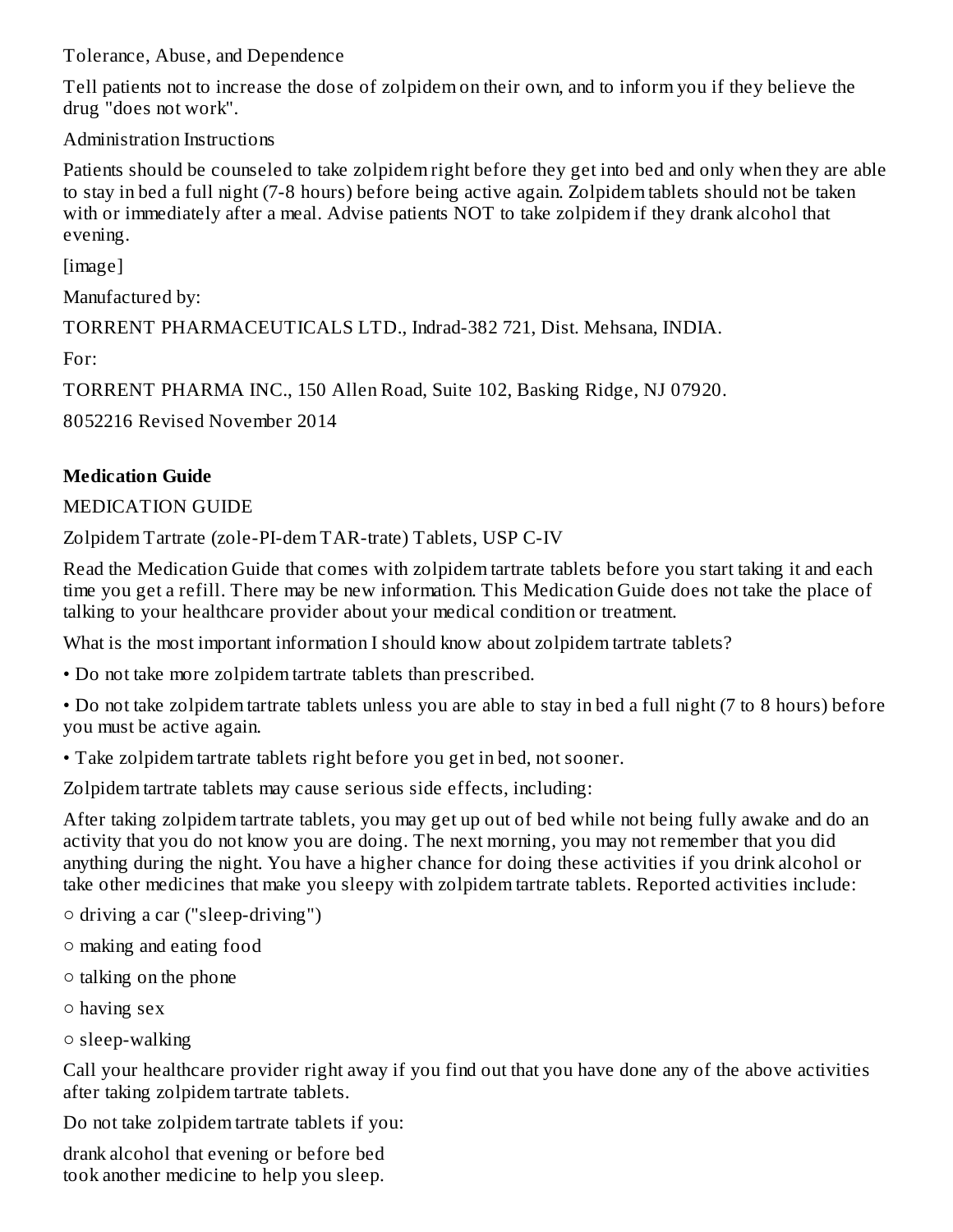Tolerance, Abuse, and Dependence

Tell patients not to increase the dose of zolpidem on their own, and to inform you if they believe the drug "does not work".

Administration Instructions

Patients should be counseled to take zolpidem right before they get into bed and only when they are able to stay in bed a full night (7-8 hours) before being active again. Zolpidem tablets should not be taken with or immediately after a meal. Advise patients NOT to take zolpidem if they drank alcohol that evening.

[image]

Manufactured by:

TORRENT PHARMACEUTICALS LTD., Indrad-382 721, Dist. Mehsana, INDIA.

For:

TORRENT PHARMA INC., 150 Allen Road, Suite 102, Basking Ridge, NJ 07920.

8052216 Revised November 2014

## Medication Guide

MEDICATION GUIDE

Zolpidem Tartrate (zole-PI-dem TAR-trate) Tablets, USP C-IV

Read the Medication Guide that comes with zolpidem tartrate tablets before you start taking it and each time you get a refill. There may be new information. This Medication Guide does not take the place of talking to your healthcare provider about your medical condition or treatment.

What is the most important information I should know about zolpidem tartrate tablets?

- Do not take more zolpidem tartrate tablets than prescribed.
- Do not take zolpidem tartrate tablets unless you are able to stay in bed a full night (7 to 8 hours) before you must be active again.
- Take zolpidem tartrate tablets right before you get in bed, not sooner.

Zolpidem tartrate tablets may cause serious side effects, including:

After taking zolpidem tartrate tablets, you may get up out of bed while not being fully awake and do an activity that you do not know you are doing. The next morning, you may not remember that you did anything during the night. You have a higher chance for doing these activities if you drink alcohol or take other medicines that make you sleepy with zolpidem tartrate tablets. Reported activities include:

- ○ driving a car ("sleep-driving")
- ○ making and eating food
- ○ talking on the phone
- ○ having sex
- ○ sleep-walking

Call your healthcare provider right away if you find out that you have done any of the above activities after taking zolpidem tartrate tablets.

Do not take zolpidem tartrate tablets if you:

drank alcohol that evening or before bed
took another medicine to help you sleep.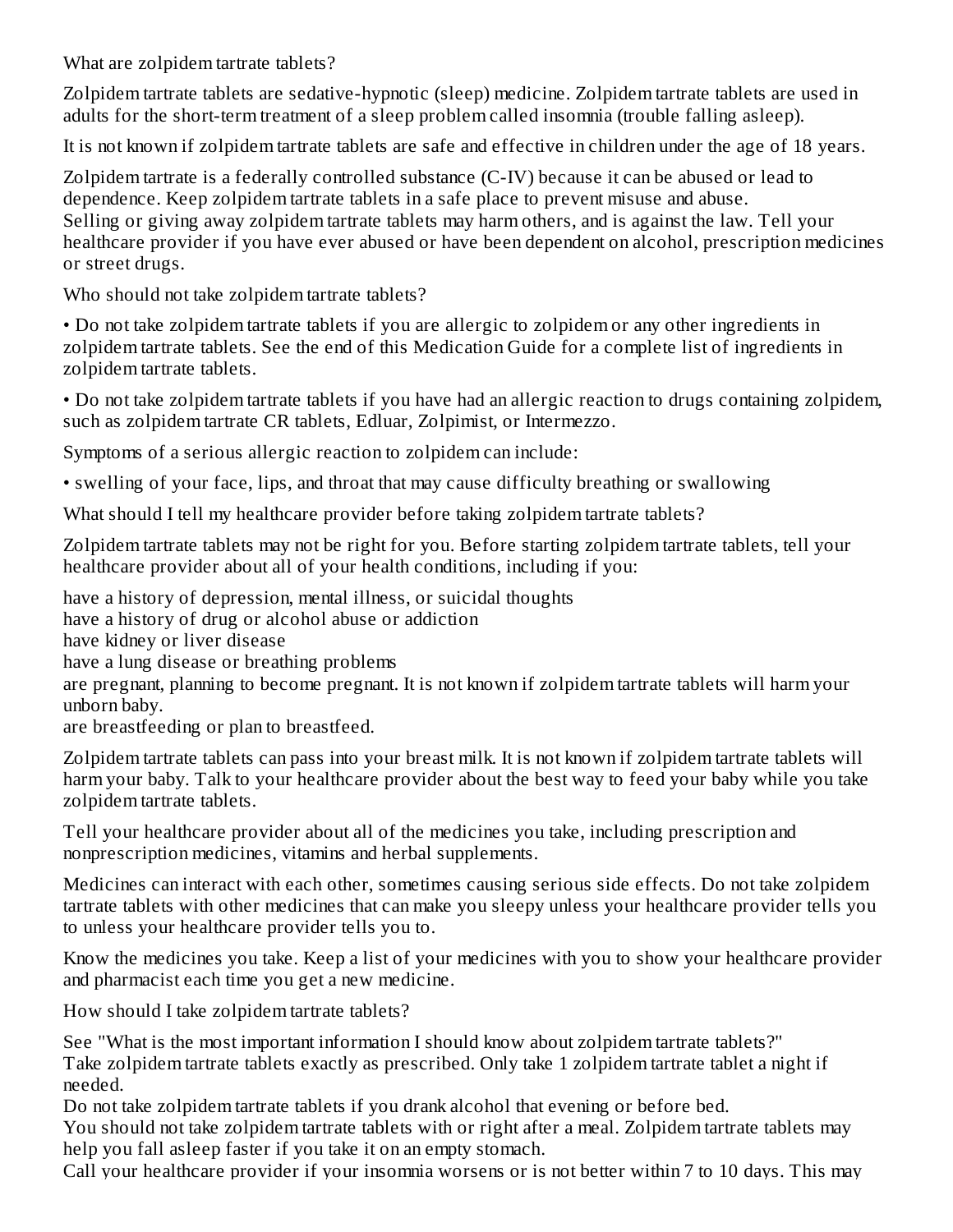## What are zolpidem tartrate tablets?

Zolpidem tartrate tablets are sedative-hypnotic (sleep) medicine. Zolpidem tartrate tablets are used in adults for the short-term treatment of a sleep problem called insomnia (trouble falling asleep).

It is not known if zolpidem tartrate tablets are safe and effective in children under the age of 18 years.

Zolpidem tartrate is a federally controlled substance (C-IV) because it can be abused or lead to dependence. Keep zolpidem tartrate tablets in a safe place to prevent misuse and abuse. Selling or giving away zolpidem tartrate tablets may harm others, and is against the law. Tell your healthcare provider if you have ever abused or have been dependent on alcohol, prescription medicines or street drugs.

## Who should not take zolpidem tartrate tablets?

- Do not take zolpidem tartrate tablets if you are allergic to zolpidem or any other ingredients in zolpidem tartrate tablets. See the end of this Medication Guide for a complete list of ingredients in zolpidem tartrate tablets.
- Do not take zolpidem tartrate tablets if you have had an allergic reaction to drugs containing zolpidem, such as zolpidem tartrate CR tablets, Edluar, Zolpimist, or Intermezzo.

Symptoms of a serious allergic reaction to zolpidem can include:

- swelling of your face, lips, and throat that may cause difficulty breathing or swallowing

## What should I tell my healthcare provider before taking zolpidem tartrate tablets?

Zolpidem tartrate tablets may not be right for you. Before starting zolpidem tartrate tablets, tell your healthcare provider about all of your health conditions, including if you:

- have a history of depression, mental illness, or suicidal thoughts
- have a history of drug or alcohol abuse or addiction
- have kidney or liver disease
- have a lung disease or breathing problems
- are pregnant, planning to become pregnant. It is not known if zolpidem tartrate tablets will harm your unborn baby.
- are breastfeeding or plan to breastfeed.

Zolpidem tartrate tablets can pass into your breast milk. It is not known if zolpidem tartrate tablets will harm your baby. Talk to your healthcare provider about the best way to feed your baby while you take zolpidem tartrate tablets.

Tell your healthcare provider about all of the medicines you take, including prescription and nonprescription medicines, vitamins and herbal supplements.

Medicines can interact with each other, sometimes causing serious side effects. Do not take zolpidem tartrate tablets with other medicines that can make you sleepy unless your healthcare provider tells you to unless your healthcare provider tells you to.

Know the medicines you take. Keep a list of your medicines with you to show your healthcare provider and pharmacist each time you get a new medicine.

## How should I take zolpidem tartrate tablets?

- See "What is the most important information I should know about zolpidem tartrate tablets?"
- Take zolpidem tartrate tablets exactly as prescribed. Only take 1 zolpidem tartrate tablet a night if needed.
- Do not take zolpidem tartrate tablets if you drank alcohol that evening or before bed.
- You should not take zolpidem tartrate tablets with or right after a meal. Zolpidem tartrate tablets may help you fall asleep faster if you take it on an empty stomach.
- Call your healthcare provider if your insomnia worsens or is not better within 7 to 10 days. This may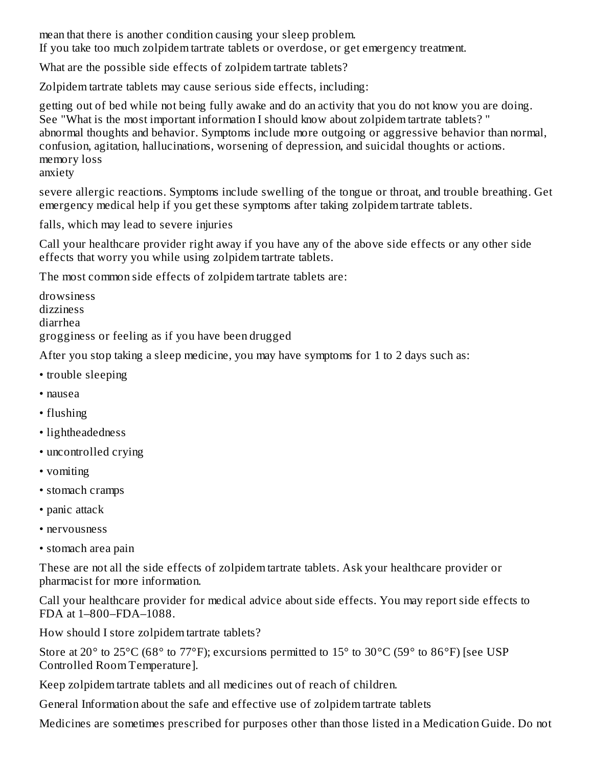mean that there is another condition causing your sleep problem.
If you take too much zolpidem tartrate tablets or overdose, or get emergency treatment.

What are the possible side effects of zolpidem tartrate tablets?

Zolpidem tartrate tablets may cause serious side effects, including:

getting out of bed while not being fully awake and do an activity that you do not know you are doing. See "What is the most important information I should know about zolpidem tartrate tablets? "
abnormal thoughts and behavior. Symptoms include more outgoing or aggressive behavior than normal, confusion, agitation, hallucinations, worsening of depression, and suicidal thoughts or actions.
memory loss
anxiety

severe allergic reactions. Symptoms include swelling of the tongue or throat, and trouble breathing. Get emergency medical help if you get these symptoms after taking zolpidem tartrate tablets.

falls, which may lead to severe injuries

Call your healthcare provider right away if you have any of the above side effects or any other side effects that worry you while using zolpidem tartrate tablets.

The most common side effects of zolpidem tartrate tablets are:

drowsiness
dizziness
diarrhea
grogginess or feeling as if you have been drugged

After you stop taking a sleep medicine, you may have symptoms for 1 to 2 days such as:

- trouble sleeping
- nausea
- flushing
- lightheadedness
- uncontrolled crying
- vomiting
- stomach cramps
- panic attack
- nervousness
- stomach area pain

These are not all the side effects of zolpidem tartrate tablets. Ask your healthcare provider or pharmacist for more information.

Call your healthcare provider for medical advice about side effects. You may report side effects to FDA at 1–800–FDA–1088.

How should I store zolpidem tartrate tablets?

Store at 20° to 25°C (68° to 77°F); excursions permitted to 15° to 30°C (59° to 86°F) [see USP Controlled Room Temperature].

Keep zolpidem tartrate tablets and all medicines out of reach of children.

General Information about the safe and effective use of zolpidem tartrate tablets

Medicines are sometimes prescribed for purposes other than those listed in a Medication Guide. Do not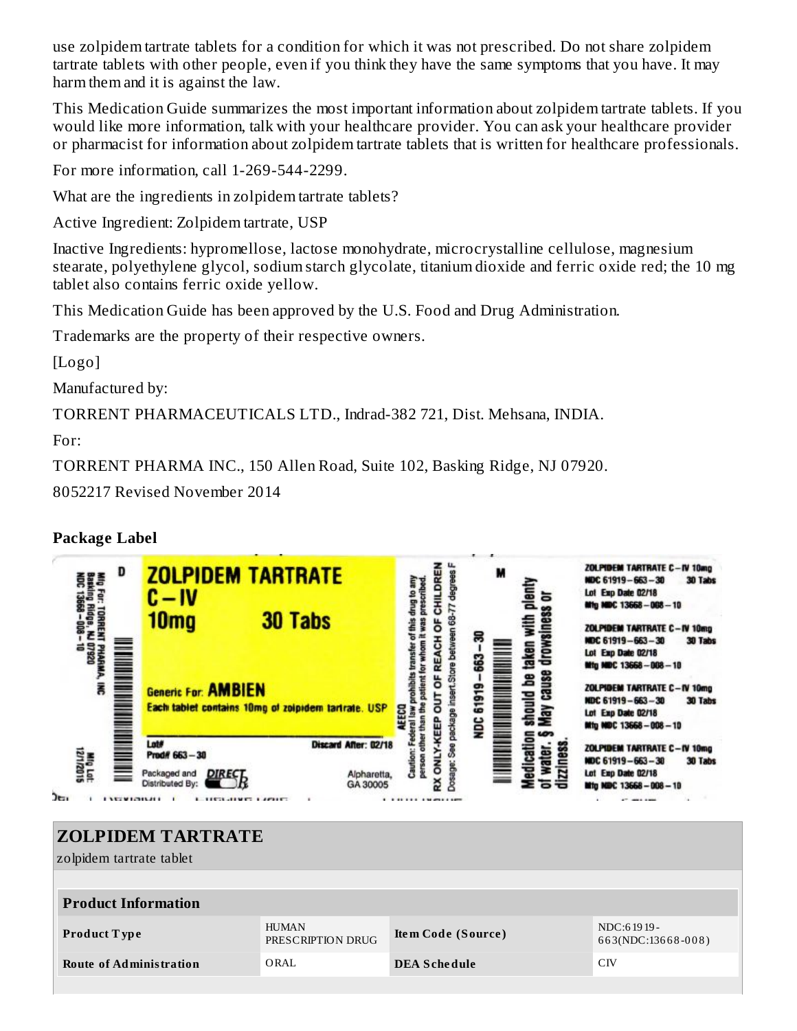use zolpidem tartrate tablets for a condition for which it was not prescribed. Do not share zolpidem tartrate tablets with other people, even if you think they have the same symptoms that you have. It may harm them and it is against the law.

This Medication Guide summarizes the most important information about zolpidem tartrate tablets. If you would like more information, talk with your healthcare provider. You can ask your healthcare provider or pharmacist for information about zolpidem tartrate tablets that is written for healthcare professionals.

For more information, call 1-269-544-2299.

What are the ingredients in zolpidem tartrate tablets?

Active Ingredient: Zolpidem tartrate, USP

Inactive Ingredients: hypromellose, lactose monohydrate, microcrystalline cellulose, magnesium stearate, polyethylene glycol, sodium starch glycolate, titanium dioxide and ferric oxide red; the 10 mg tablet also contains ferric oxide yellow.

This Medication Guide has been approved by the U.S. Food and Drug Administration.

Trademarks are the property of their respective owners.

[Logo]

Manufactured by:

TORRENT PHARMACEUTICALS LTD., Indrad-382 721, Dist. Mehsana, INDIA.

For:

TORRENT PHARMA INC., 150 Allen Road, Suite 102, Basking Ridge, NJ 07920.

8052217 Revised November 2014

**Package Label**

Mfg For: TORRENT PHARMA, INC Basking Ridge, NJ 07920 NDC 13668-008-10

D

ZOLPIDEM TARTRATE C – IV 10mg 30 Tabs

Generic For: AMBIEN

Each tablet contains 10mg of zolpidem tartrate, USP

Lot# Prod# 663 – 30

Discard After: 02/18

Packaged and Distributed By: DIRECT Rx Alpharetta, GA 30005

Mfg Lot: 12/1/2015

AEECO

Caution: Federal law prohibits transfer of this drug to any person other than the patient for whom it was prescribed.

RX ONLY-KEEP OUT OF REACH OF CHILDREN

Dosage: See package insert. Store between 68-77 degrees F

NDC 61919 – 663 – 30

M

Medication should be taken with plenty of water. $ May cause drowsiness or dizziness.

ZOLPIDEM TARTRATE C – IV 10mg NDC 61919 – 663 – 30 30 Tabs Lot Exp Date 02/18 Mfg NDC 13668 – 008 – 10

ZOLPIDEM TARTRATE C – IV 10mg NDC 61919 – 663 – 30 30 Tabs Lot Exp Date 02/18 Mfg NDC 13668 – 008 – 10

ZOLPIDEM TARTRATE C – IV 10mg NDC 61919 – 663 – 30 30 Tabs Lot Exp Date 02/18 Mfg NDC 13668 – 008 – 10

ZOLPIDEM TARTRATE C – IV 10mg NDC 61919 – 663 – 30 30 Tabs Lot Exp Date 02/18 Mfg NDC 13668 – 008 – 10

## ZOLPIDEM TARTRATE

zolpidem tartrate tablet

| Product Information | | | |
|---|---|---|---|
| **Product Type** | HUMAN PRESCRIPTION DRUG | **Item Code (Source)** | NDC:61919-663(NDC:13668-008) |
| **Route of Administration** | ORAL | **DEA Schedule** | CIV |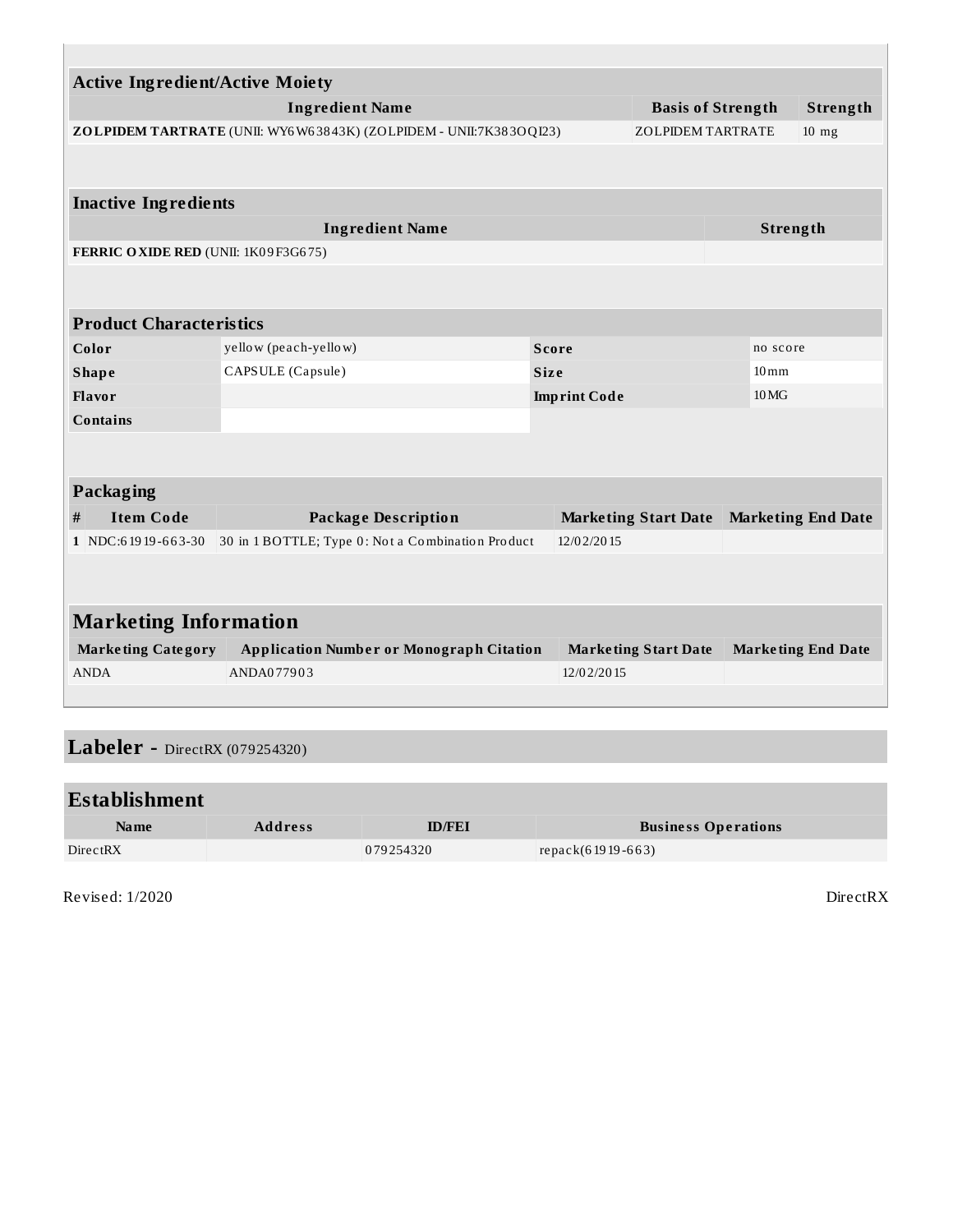| Active Ingredient/Active Moiety | | |
|---|---|---|
| **Ingredient Name** | **Basis of Strength** | **Strength** |
| **ZOLPIDEM TARTRATE** (UNII: WY6W63843K) (ZOLPIDEM - UNII:7K383OQI23) | ZOLPIDEM TARTRATE | 10 mg |

| Inactive Ingredients | |
|---|---|
| **Ingredient Name** | **Strength** |
| **FERRIC OXIDE RED** (UNII: 1K09F3G675) | |

| Product Characteristics | | | |
|---|---|---|---|
| **Color** | yellow (peach-yellow) | **Score** | no score |
| **Shape** | CAPSULE (Capsule) | **Size** | 10mm |
| **Flavor** | | **Imprint Code** | 10MG |
| **Contains** | | | |

| Packaging | | | | |
|---|---|---|---|---|
| **#** | **Item Code** | **Package Description** | **Marketing Start Date** | **Marketing End Date** |
| **1** | NDC:61919-663-30 | 30 in 1 BOTTLE; Type 0: Not a Combination Product | 12/02/2015 | |

| Marketing Information | | | |
|---|---|---|---|
| **Marketing Category** | **Application Number or Monograph Citation** | **Marketing Start Date** | **Marketing End Date** |
| ANDA | ANDA077903 | 12/02/2015 | |

## Labeler - DirectRX (079254320)

| Establishment | | | |
|---|---|---|---|
| **Name** | **Address** | **ID/FEI** | **Business Operations** |
| DirectRX | | 079254320 | repack(61919-663) |

Revised: 1/2020

DirectRX